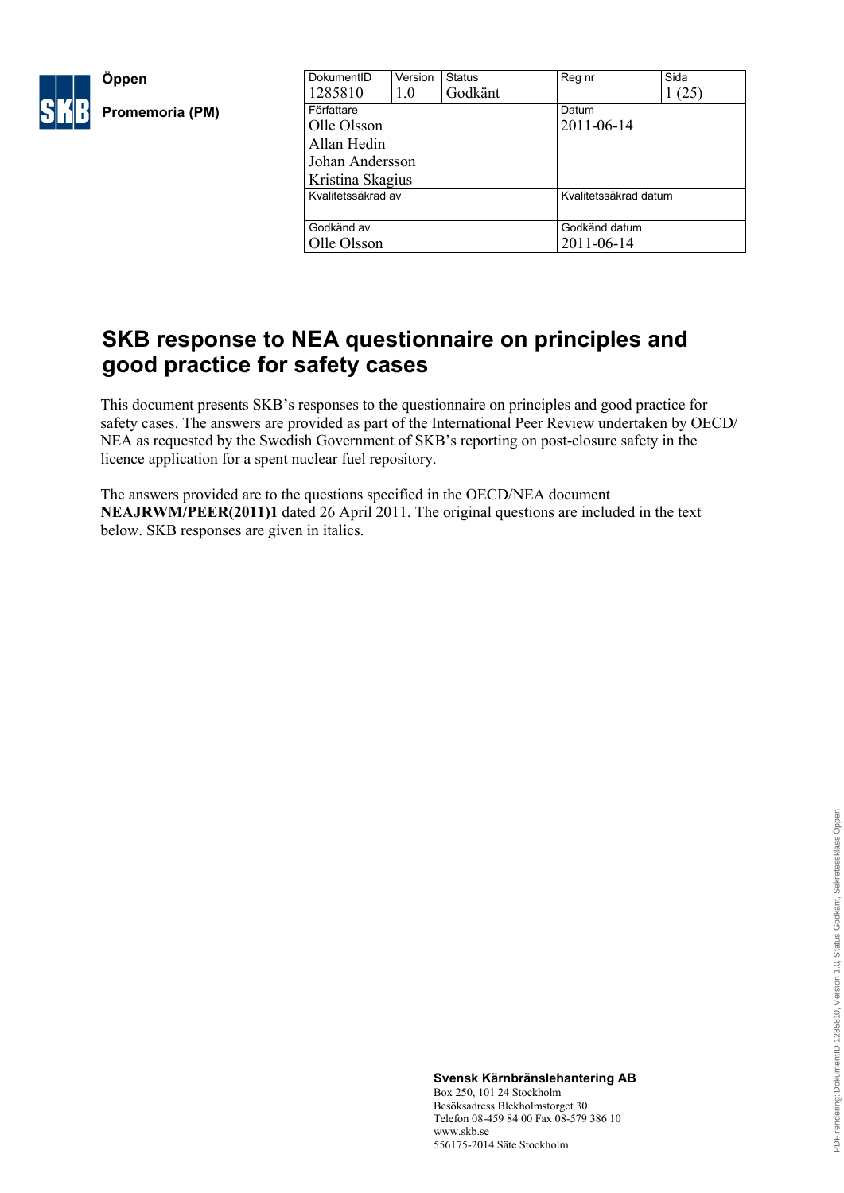**Öppen**

**Promemoria (PM)**

| DokumentID | Version | Status | Reg nr | Sida |
|---|---|---|---|---|
| 1285810 | 1.0 | Godkänt | | 1 (25) |
| Författare | | | Datum | |
| Olle Olsson<br>Allan Hedin<br>Johan Andersson<br>Kristina Skagius | | | 2011-06-14 | |
| Kvalitetssäkrad av | | | Kvalitetssäkrad datum | |
| | | | | |
| Godkänd av | | | Godkänd datum | |
| Olle Olsson | | | 2011-06-14 | |

# SKB response to NEA questionnaire on principles and good practice for safety cases

This document presents SKB's responses to the questionnaire on principles and good practice for safety cases. The answers are provided as part of the International Peer Review undertaken by OECD/NEA as requested by the Swedish Government of SKB's reporting on post-closure safety in the licence application for a spent nuclear fuel repository.

The answers provided are to the questions specified in the OECD/NEA document **NEAJRWM/PEER(2011)1** dated 26 April 2011. The original questions are included in the text below. SKB responses are given in italics.

**Svensk Kärnbränslehantering AB**
Box 250, 101 24 Stockholm
Besöksadress Blekholmstorget 30
Telefon 08-459 84 00 Fax 08-579 386 10
www.skb.se
556175-2014 Säte Stockholm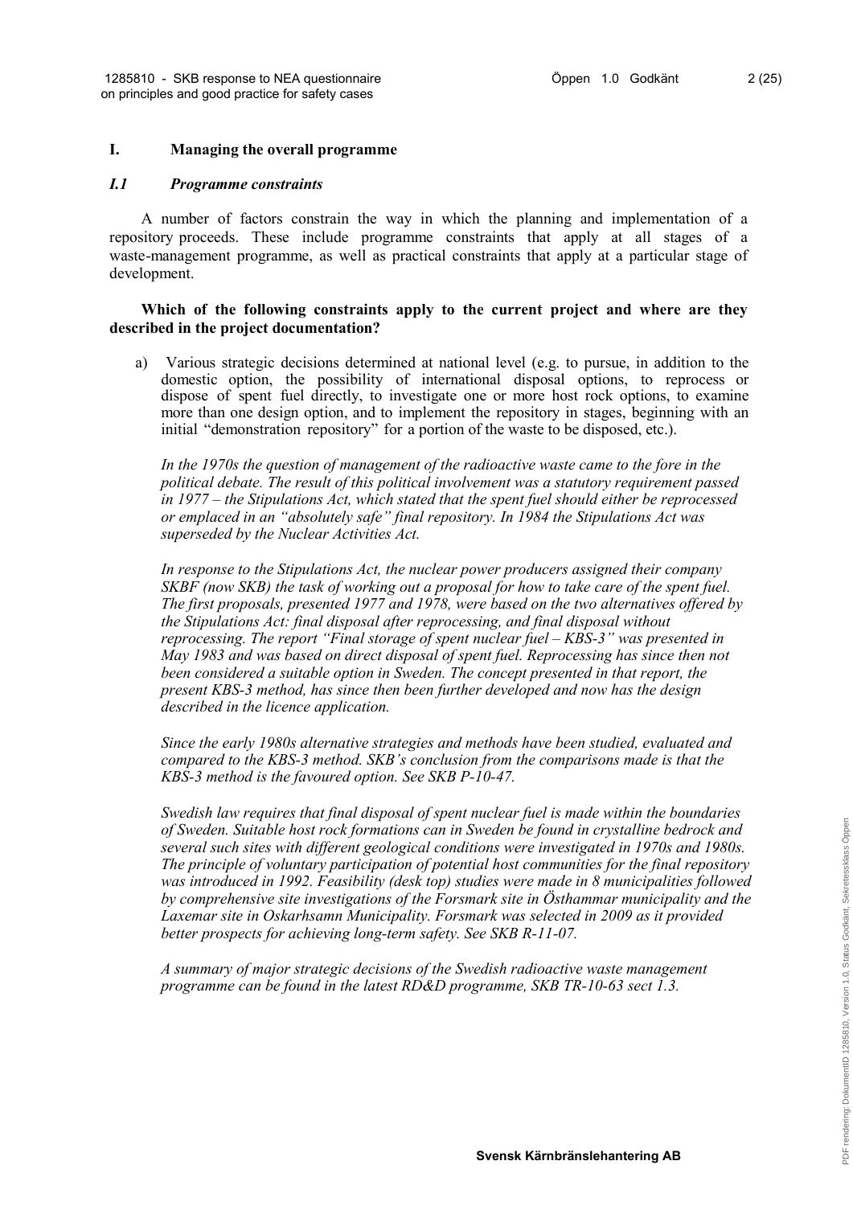## I. Managing the overall programme

### *I.1 Programme constraints*

A number of factors constrain the way in which the planning and implementation of a repository proceeds. These include programme constraints that apply at all stages of a waste-management programme, as well as practical constraints that apply at a particular stage of development.

**Which of the following constraints apply to the current project and where are they described in the project documentation?**

a) Various strategic decisions determined at national level (e.g. to pursue, in addition to the domestic option, the possibility of international disposal options, to reprocess or dispose of spent fuel directly, to investigate one or more host rock options, to examine more than one design option, and to implement the repository in stages, beginning with an initial "demonstration repository" for a portion of the waste to be disposed, etc.).

*In the 1970s the question of management of the radioactive waste came to the fore in the political debate. The result of this political involvement was a statutory requirement passed in 1977 – the Stipulations Act, which stated that the spent fuel should either be reprocessed or emplaced in an "absolutely safe" final repository. In 1984 the Stipulations Act was superseded by the Nuclear Activities Act.*

*In response to the Stipulations Act, the nuclear power producers assigned their company SKBF (now SKB) the task of working out a proposal for how to take care of the spent fuel. The first proposals, presented 1977 and 1978, were based on the two alternatives offered by the Stipulations Act: final disposal after reprocessing, and final disposal without reprocessing. The report "Final storage of spent nuclear fuel – KBS-3" was presented in May 1983 and was based on direct disposal of spent fuel. Reprocessing has since then not been considered a suitable option in Sweden. The concept presented in that report, the present KBS-3 method, has since then been further developed and now has the design described in the licence application.*

*Since the early 1980s alternative strategies and methods have been studied, evaluated and compared to the KBS-3 method. SKB's conclusion from the comparisons made is that the KBS-3 method is the favoured option. See SKB P-10-47.*

*Swedish law requires that final disposal of spent nuclear fuel is made within the boundaries of Sweden. Suitable host rock formations can in Sweden be found in crystalline bedrock and several such sites with different geological conditions were investigated in 1970s and 1980s. The principle of voluntary participation of potential host communities for the final repository was introduced in 1992. Feasibility (desk top) studies were made in 8 municipalities followed by comprehensive site investigations of the Forsmark site in Östhammar municipality and the Laxemar site in Oskarhsamn Municipality. Forsmark was selected in 2009 as it provided better prospects for achieving long-term safety. See SKB R-11-07.*

*A summary of major strategic decisions of the Swedish radioactive waste management programme can be found in the latest RD&D programme, SKB TR-10-63 sect 1.3.*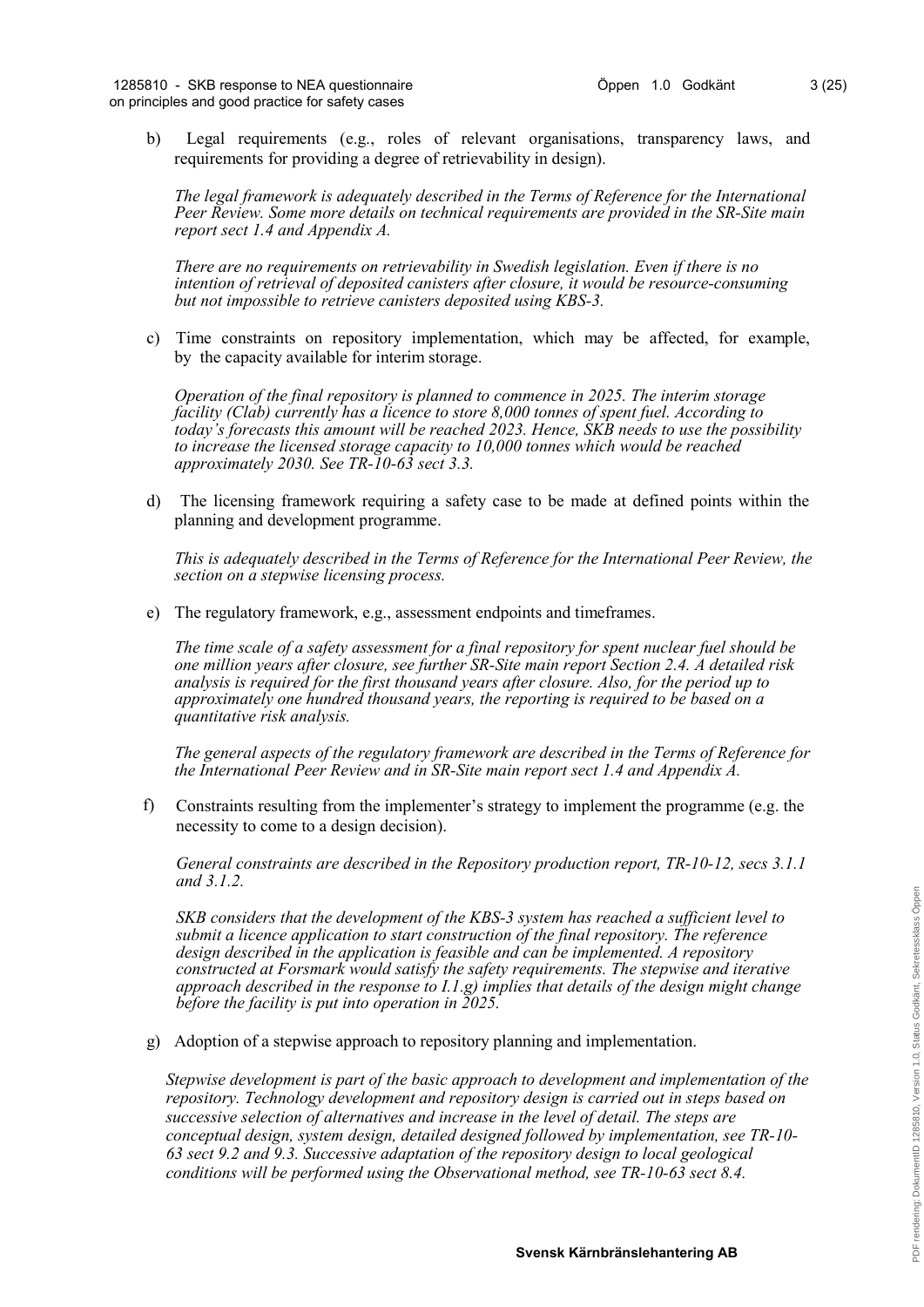b) Legal requirements (e.g., roles of relevant organisations, transparency laws, and requirements for providing a degree of retrievability in design).

*The legal framework is adequately described in the Terms of Reference for the International Peer Review. Some more details on technical requirements are provided in the SR-Site main report sect 1.4 and Appendix A.*

*There are no requirements on retrievability in Swedish legislation. Even if there is no intention of retrieval of deposited canisters after closure, it would be resource-consuming but not impossible to retrieve canisters deposited using KBS-3.*

c) Time constraints on repository implementation, which may be affected, for example, by the capacity available for interim storage.

*Operation of the final repository is planned to commence in 2025. The interim storage facility (Clab) currently has a licence to store 8,000 tonnes of spent fuel. According to today's forecasts this amount will be reached 2023. Hence, SKB needs to use the possibility to increase the licensed storage capacity to 10,000 tonnes which would be reached approximately 2030. See TR-10-63 sect 3.3.*

d) The licensing framework requiring a safety case to be made at defined points within the planning and development programme.

*This is adequately described in the Terms of Reference for the International Peer Review, the section on a stepwise licensing process.*

e) The regulatory framework, e.g., assessment endpoints and timeframes.

*The time scale of a safety assessment for a final repository for spent nuclear fuel should be one million years after closure, see further SR-Site main report Section 2.4. A detailed risk analysis is required for the first thousand years after closure. Also, for the period up to approximately one hundred thousand years, the reporting is required to be based on a quantitative risk analysis.*

*The general aspects of the regulatory framework are described in the Terms of Reference for the International Peer Review and in SR-Site main report sect 1.4 and Appendix A.*

f) Constraints resulting from the implementer's strategy to implement the programme (e.g. the necessity to come to a design decision).

*General constraints are described in the Repository production report, TR-10-12, secs 3.1.1 and 3.1.2.*

*SKB considers that the development of the KBS-3 system has reached a sufficient level to submit a licence application to start construction of the final repository. The reference design described in the application is feasible and can be implemented. A repository constructed at Forsmark would satisfy the safety requirements. The stepwise and iterative approach described in the response to I.1.g) implies that details of the design might change before the facility is put into operation in 2025.*

g) Adoption of a stepwise approach to repository planning and implementation.

*Stepwise development is part of the basic approach to development and implementation of the repository. Technology development and repository design is carried out in steps based on successive selection of alternatives and increase in the level of detail. The steps are conceptual design, system design, detailed designed followed by implementation, see TR-10-63 sect 9.2 and 9.3. Successive adaptation of the repository design to local geological conditions will be performed using the Observational method, see TR-10-63 sect 8.4.*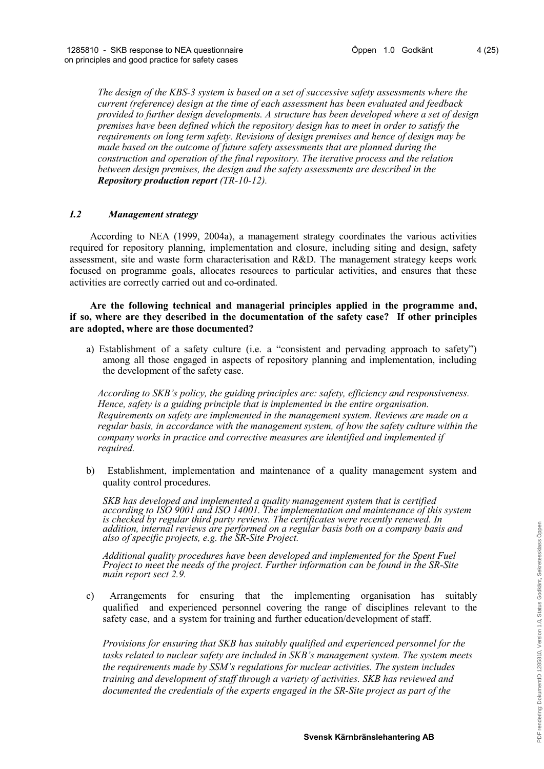*The design of the KBS-3 system is based on a set of successive safety assessments where the current (reference) design at the time of each assessment has been evaluated and feedback provided to further design developments. A structure has been developed where a set of design premises have been defined which the repository design has to meet in order to satisfy the requirements on long term safety. Revisions of design premises and hence of design may be made based on the outcome of future safety assessments that are planned during the construction and operation of the final repository. The iterative process and the relation between design premises, the design and the safety assessments are described in the* ***Repository production report*** *(TR-10-12).*

### *I.2 Management strategy*

According to NEA (1999, 2004a), a management strategy coordinates the various activities required for repository planning, implementation and closure, including siting and design, safety assessment, site and waste form characterisation and R&D. The management strategy keeps work focused on programme goals, allocates resources to particular activities, and ensures that these activities are correctly carried out and co-ordinated.

**Are the following technical and managerial principles applied in the programme and, if so, where are they described in the documentation of the safety case? If other principles are adopted, where are those documented?**

a) Establishment of a safety culture (i.e. a "consistent and pervading approach to safety") among all those engaged in aspects of repository planning and implementation, including the development of the safety case.

   *According to SKB's policy, the guiding principles are: safety, efficiency and responsiveness. Hence, safety is a guiding principle that is implemented in the entire organisation. Requirements on safety are implemented in the management system. Reviews are made on a regular basis, in accordance with the management system, of how the safety culture within the company works in practice and corrective measures are identified and implemented if required.*

b) Establishment, implementation and maintenance of a quality management system and quality control procedures.

   *SKB has developed and implemented a quality management system that is certified according to ISO 9001 and ISO 14001. The implementation and maintenance of this system is checked by regular third party reviews. The certificates were recently renewed. In addition, internal reviews are performed on a regular basis both on a company basis and also of specific projects, e.g. the SR-Site Project.*

   *Additional quality procedures have been developed and implemented for the Spent Fuel Project to meet the needs of the project. Further information can be found in the SR-Site main report sect 2.9.*

c) Arrangements for ensuring that the implementing organisation has suitably qualified and experienced personnel covering the range of disciplines relevant to the safety case, and a system for training and further education/development of staff.

   *Provisions for ensuring that SKB has suitably qualified and experienced personnel for the tasks related to nuclear safety are included in SKB's management system. The system meets the requirements made by SSM's regulations for nuclear activities. The system includes training and development of staff through a variety of activities. SKB has reviewed and documented the credentials of the experts engaged in the SR-Site project as part of the*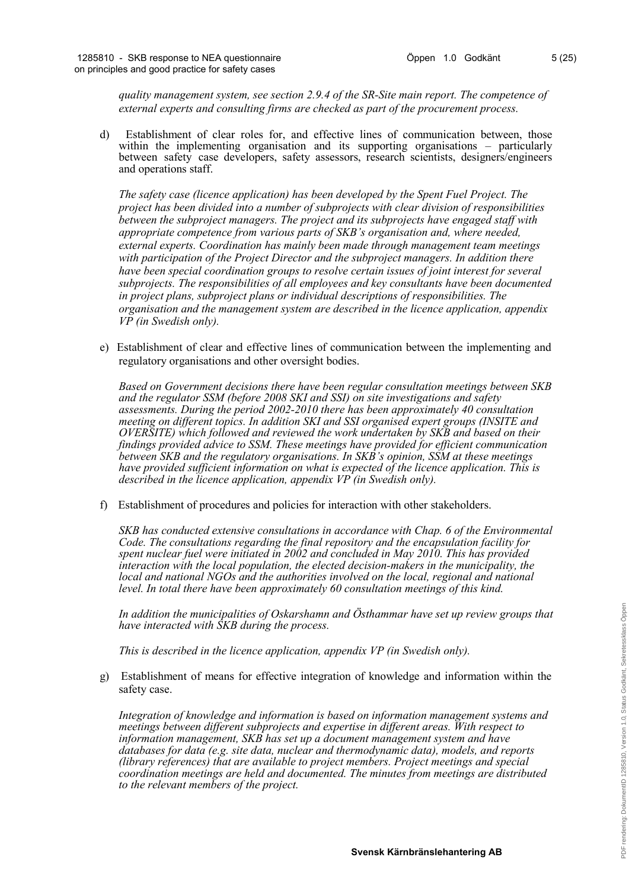*quality management system, see section 2.9.4 of the SR-Site main report. The competence of external experts and consulting firms are checked as part of the procurement process.*

d) Establishment of clear roles for, and effective lines of communication between, those within the implementing organisation and its supporting organisations – particularly between safety case developers, safety assessors, research scientists, designers/engineers and operations staff.

*The safety case (licence application) has been developed by the Spent Fuel Project. The project has been divided into a number of subprojects with clear division of responsibilities between the subproject managers. The project and its subprojects have engaged staff with appropriate competence from various parts of SKB's organisation and, where needed, external experts. Coordination has mainly been made through management team meetings with participation of the Project Director and the subproject managers. In addition there have been special coordination groups to resolve certain issues of joint interest for several subprojects. The responsibilities of all employees and key consultants have been documented in project plans, subproject plans or individual descriptions of responsibilities. The organisation and the management system are described in the licence application, appendix VP (in Swedish only).*

e) Establishment of clear and effective lines of communication between the implementing and regulatory organisations and other oversight bodies.

*Based on Government decisions there have been regular consultation meetings between SKB and the regulator SSM (before 2008 SKI and SSI) on site investigations and safety assessments. During the period 2002-2010 there has been approximately 40 consultation meeting on different topics. In addition SKI and SSI organised expert groups (INSITE and OVERSITE) which followed and reviewed the work undertaken by SKB and based on their findings provided advice to SSM. These meetings have provided for efficient communication between SKB and the regulatory organisations. In SKB's opinion, SSM at these meetings have provided sufficient information on what is expected of the licence application. This is described in the licence application, appendix VP (in Swedish only).*

f) Establishment of procedures and policies for interaction with other stakeholders.

*SKB has conducted extensive consultations in accordance with Chap. 6 of the Environmental Code. The consultations regarding the final repository and the encapsulation facility for spent nuclear fuel were initiated in 2002 and concluded in May 2010. This has provided interaction with the local population, the elected decision-makers in the municipality, the local and national NGOs and the authorities involved on the local, regional and national level. In total there have been approximately 60 consultation meetings of this kind.*

*In addition the municipalities of Oskarshamn and Östhammar have set up review groups that have interacted with SKB during the process.*

*This is described in the licence application, appendix VP (in Swedish only).*

g) Establishment of means for effective integration of knowledge and information within the safety case.

*Integration of knowledge and information is based on information management systems and meetings between different subprojects and expertise in different areas. With respect to information management, SKB has set up a document management system and have databases for data (e.g. site data, nuclear and thermodynamic data), models, and reports (library references) that are available to project members. Project meetings and special coordination meetings are held and documented. The minutes from meetings are distributed to the relevant members of the project.*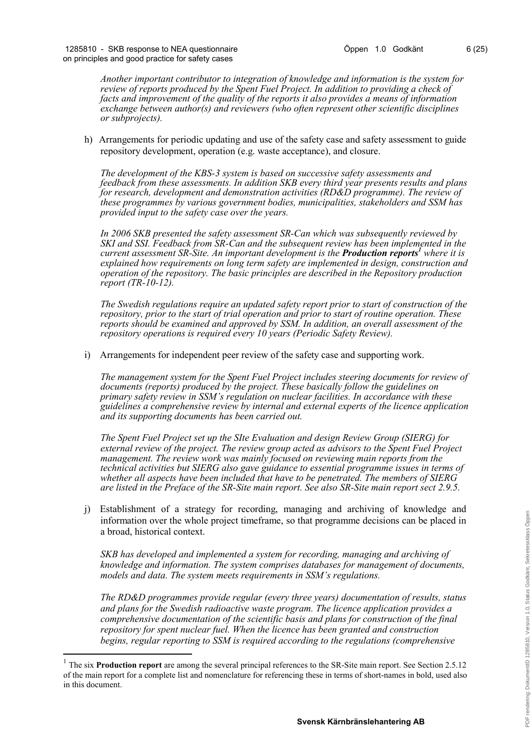*Another important contributor to integration of knowledge and information is the system for review of reports produced by the Spent Fuel Project. In addition to providing a check of facts and improvement of the quality of the reports it also provides a means of information exchange between author(s) and reviewers (who often represent other scientific disciplines or subprojects).*

h) Arrangements for periodic updating and use of the safety case and safety assessment to guide repository development, operation (e.g. waste acceptance), and closure.

*The development of the KBS-3 system is based on successive safety assessments and feedback from these assessments. In addition SKB every third year presents results and plans for research, development and demonstration activities (RD&D programme). The review of these programmes by various government bodies, municipalities, stakeholders and SSM has provided input to the safety case over the years.*

*In 2006 SKB presented the safety assessment SR-Can which was subsequently reviewed by SKI and SSI. Feedback from SR-Can and the subsequent review has been implemented in the current assessment SR-Site. An important development is the* ***Production reports***[1] *where it is explained how requirements on long term safety are implemented in design, construction and operation of the repository. The basic principles are described in the Repository production report (TR-10-12).*

*The Swedish regulations require an updated safety report prior to start of construction of the repository, prior to the start of trial operation and prior to start of routine operation. These reports should be examined and approved by SSM. In addition, an overall assessment of the repository operations is required every 10 years (Periodic Safety Review).*

i) Arrangements for independent peer review of the safety case and supporting work.

*The management system for the Spent Fuel Project includes steering documents for review of documents (reports) produced by the project. These basically follow the guidelines on primary safety review in SSM's regulation on nuclear facilities. In accordance with these guidelines a comprehensive review by internal and external experts of the licence application and its supporting documents has been carried out.*

*The Spent Fuel Project set up the SIte Evaluation and design Review Group (SIERG) for external review of the project. The review group acted as advisors to the Spent Fuel Project management. The review work was mainly focused on reviewing main reports from the technical activities but SIERG also gave guidance to essential programme issues in terms of whether all aspects have been included that have to be penetrated. The members of SIERG are listed in the Preface of the SR-Site main report. See also SR-Site main report sect 2.9.5.*

j) Establishment of a strategy for recording, managing and archiving of knowledge and information over the whole project timeframe, so that programme decisions can be placed in a broad, historical context.

*SKB has developed and implemented a system for recording, managing and archiving of knowledge and information. The system comprises databases for management of documents, models and data. The system meets requirements in SSM's regulations.*

*The RD&D programmes provide regular (every three years) documentation of results, status and plans for the Swedish radioactive waste program. The licence application provides a comprehensive documentation of the scientific basis and plans for construction of the final repository for spent nuclear fuel. When the licence has been granted and construction begins, regular reporting to SSM is required according to the regulations (comprehensive*

[1] The six **Production report** are among the several principal references to the SR-Site main report. See Section 2.5.12 of the main report for a complete list and nomenclature for referencing these in terms of short-names in bold, used also in this document.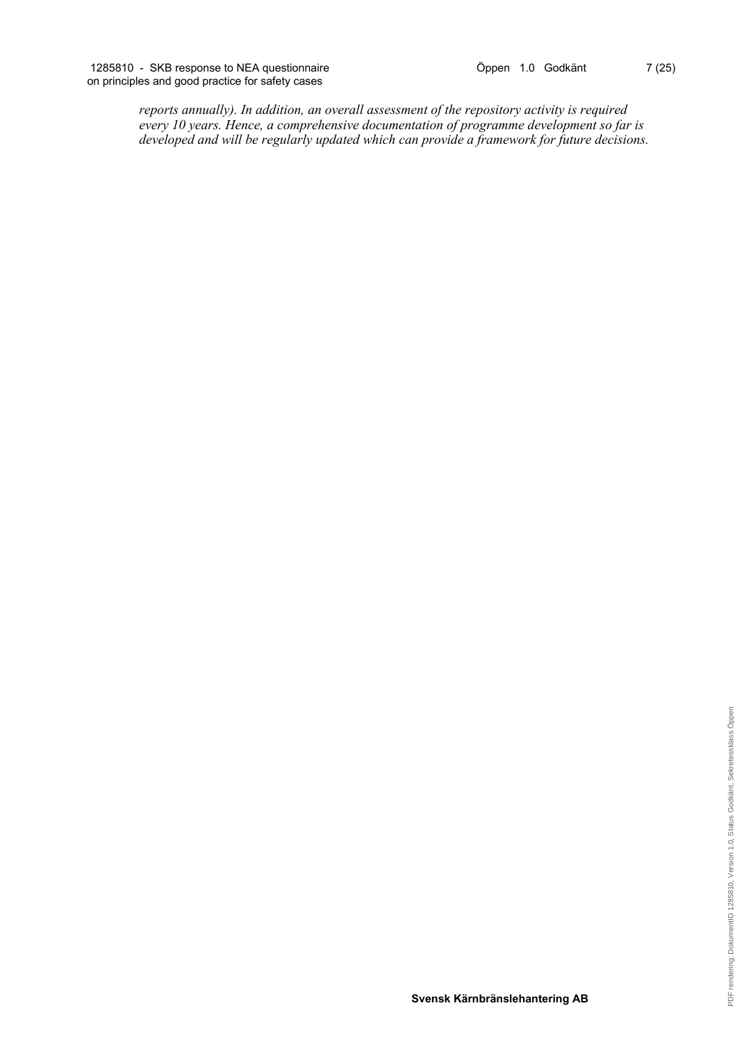*reports annually). In addition, an overall assessment of the repository activity is required every 10 years. Hence, a comprehensive documentation of programme development so far is developed and will be regularly updated which can provide a framework for future decisions.*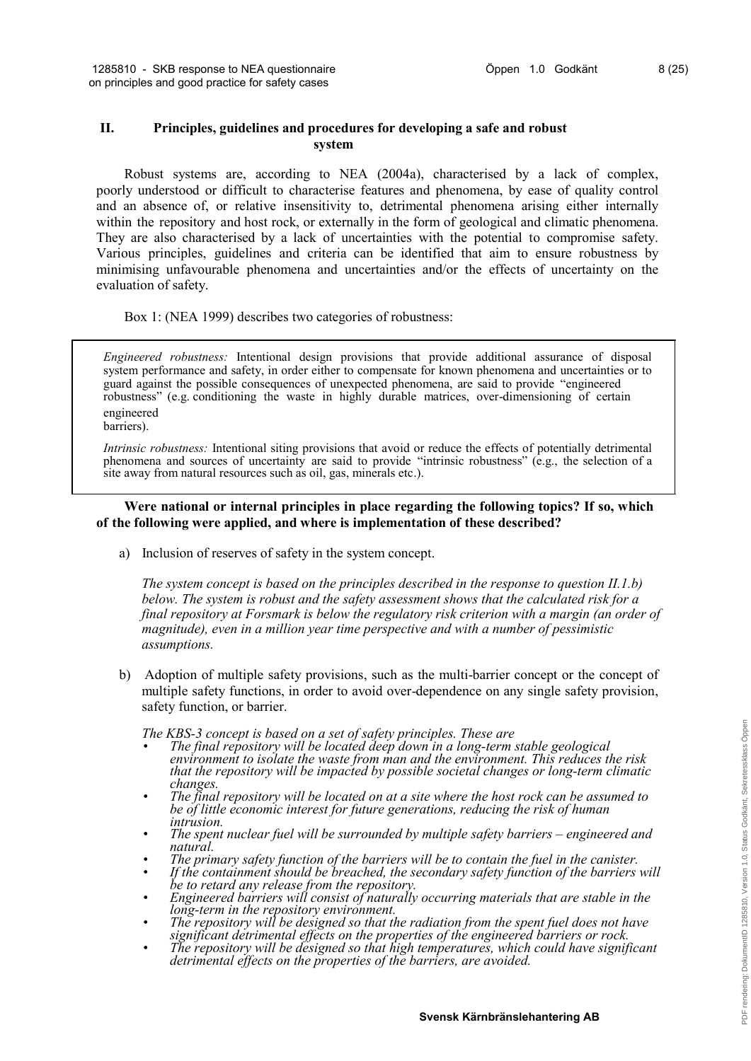## II. Principles, guidelines and procedures for developing a safe and robust system

Robust systems are, according to NEA (2004a), characterised by a lack of complex, poorly understood or difficult to characterise features and phenomena, by ease of quality control and an absence of, or relative insensitivity to, detrimental phenomena arising either internally within the repository and host rock, or externally in the form of geological and climatic phenomena. They are also characterised by a lack of uncertainties with the potential to compromise safety. Various principles, guidelines and criteria can be identified that aim to ensure robustness by minimising unfavourable phenomena and uncertainties and/or the effects of uncertainty on the evaluation of safety.

Box 1: (NEA 1999) describes two categories of robustness:

> *Engineered robustness:* Intentional design provisions that provide additional assurance of disposal system performance and safety, in order either to compensate for known phenomena and uncertainties or to guard against the possible consequences of unexpected phenomena, are said to provide "engineered robustness" (e.g. conditioning the waste in highly durable matrices, over-dimensioning of certain engineered barriers).
>
> *Intrinsic robustness:* Intentional siting provisions that avoid or reduce the effects of potentially detrimental phenomena and sources of uncertainty are said to provide "intrinsic robustness" (e.g., the selection of a site away from natural resources such as oil, gas, minerals etc.).

**Were national or internal principles in place regarding the following topics? If so, which of the following were applied, and where is implementation of these described?**

a) Inclusion of reserves of safety in the system concept.

*The system concept is based on the principles described in the response to question II.1.b) below. The system is robust and the safety assessment shows that the calculated risk for a final repository at Forsmark is below the regulatory risk criterion with a margin (an order of magnitude), even in a million year time perspective and with a number of pessimistic assumptions.*

b) Adoption of multiple safety provisions, such as the multi-barrier concept or the concept of multiple safety functions, in order to avoid over-dependence on any single safety provision, safety function, or barrier.

*The KBS-3 concept is based on a set of safety principles. These are*

- *The final repository will be located deep down in a long-term stable geological environment to isolate the waste from man and the environment. This reduces the risk that the repository will be impacted by possible societal changes or long-term climatic changes.*
- *The final repository will be located on at a site where the host rock can be assumed to be of little economic interest for future generations, reducing the risk of human intrusion.*
- *The spent nuclear fuel will be surrounded by multiple safety barriers – engineered and natural.*
- *The primary safety function of the barriers will be to contain the fuel in the canister.*
- *If the containment should be breached, the secondary safety function of the barriers will be to retard any release from the repository.*
- *Engineered barriers will consist of naturally occurring materials that are stable in the long-term in the repository environment.*
- *The repository will be designed so that the radiation from the spent fuel does not have significant detrimental effects on the properties of the engineered barriers or rock.*
- *The repository will be designed so that high temperatures, which could have significant detrimental effects on the properties of the barriers, are avoided.*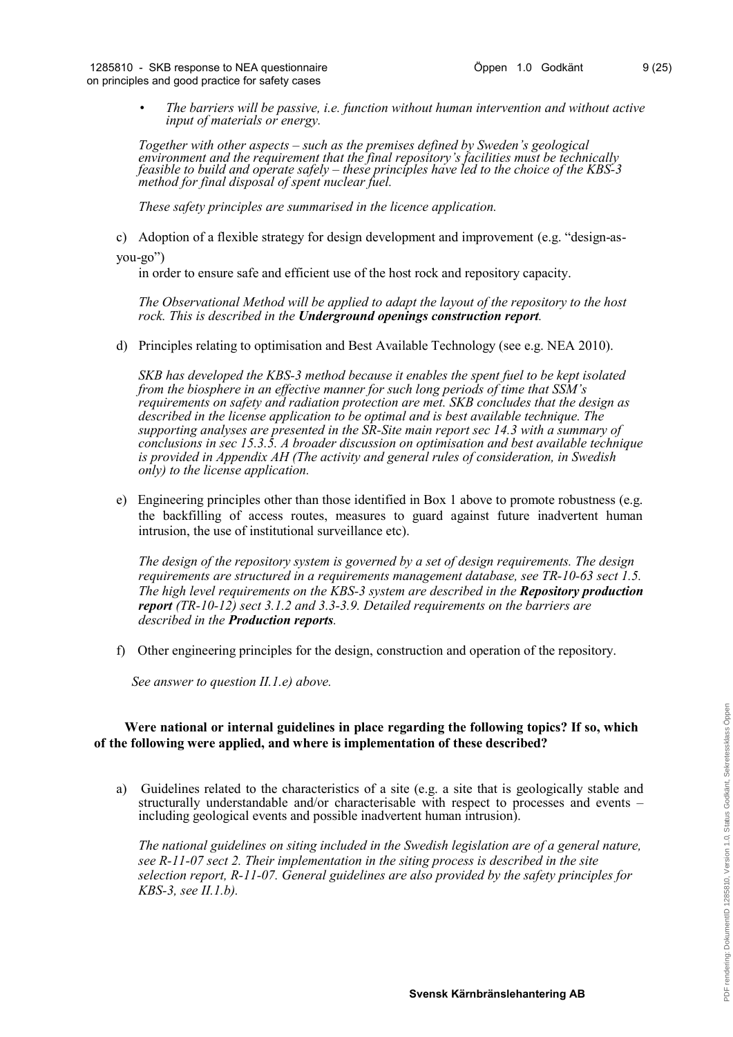- *The barriers will be passive, i.e. function without human intervention and without active input of materials or energy.*

*Together with other aspects – such as the premises defined by Sweden's geological environment and the requirement that the final repository's facilities must be technically feasible to build and operate safely – these principles have led to the choice of the KBS-3 method for final disposal of spent nuclear fuel.*

*These safety principles are summarised in the licence application.*

c) Adoption of a flexible strategy for design development and improvement (e.g. "design-as-you-go") in order to ensure safe and efficient use of the host rock and repository capacity.

*The Observational Method will be applied to adapt the layout of the repository to the host rock. This is described in the **Underground openings construction report**.*

d) Principles relating to optimisation and Best Available Technology (see e.g. NEA 2010).

*SKB has developed the KBS-3 method because it enables the spent fuel to be kept isolated from the biosphere in an effective manner for such long periods of time that SSM's requirements on safety and radiation protection are met. SKB concludes that the design as described in the license application to be optimal and is best available technique. The supporting analyses are presented in the SR-Site main report sec 14.3 with a summary of conclusions in sec 15.3.5. A broader discussion on optimisation and best available technique is provided in Appendix AH (The activity and general rules of consideration, in Swedish only) to the license application.*

e) Engineering principles other than those identified in Box 1 above to promote robustness (e.g. the backfilling of access routes, measures to guard against future inadvertent human intrusion, the use of institutional surveillance etc).

*The design of the repository system is governed by a set of design requirements. The design requirements are structured in a requirements management database, see TR-10-63 sect 1.5. The high level requirements on the KBS-3 system are described in the **Repository production report** (TR-10-12) sect 3.1.2 and 3.3-3.9. Detailed requirements on the barriers are described in the **Production reports**.*

f) Other engineering principles for the design, construction and operation of the repository.

*See answer to question II.1.e) above.*

**Were national or internal guidelines in place regarding the following topics? If so, which of the following were applied, and where is implementation of these described?**

a) Guidelines related to the characteristics of a site (e.g. a site that is geologically stable and structurally understandable and/or characterisable with respect to processes and events – including geological events and possible inadvertent human intrusion).

*The national guidelines on siting included in the Swedish legislation are of a general nature, see R-11-07 sect 2. Their implementation in the siting process is described in the site selection report, R-11-07. General guidelines are also provided by the safety principles for KBS-3, see II.1.b).*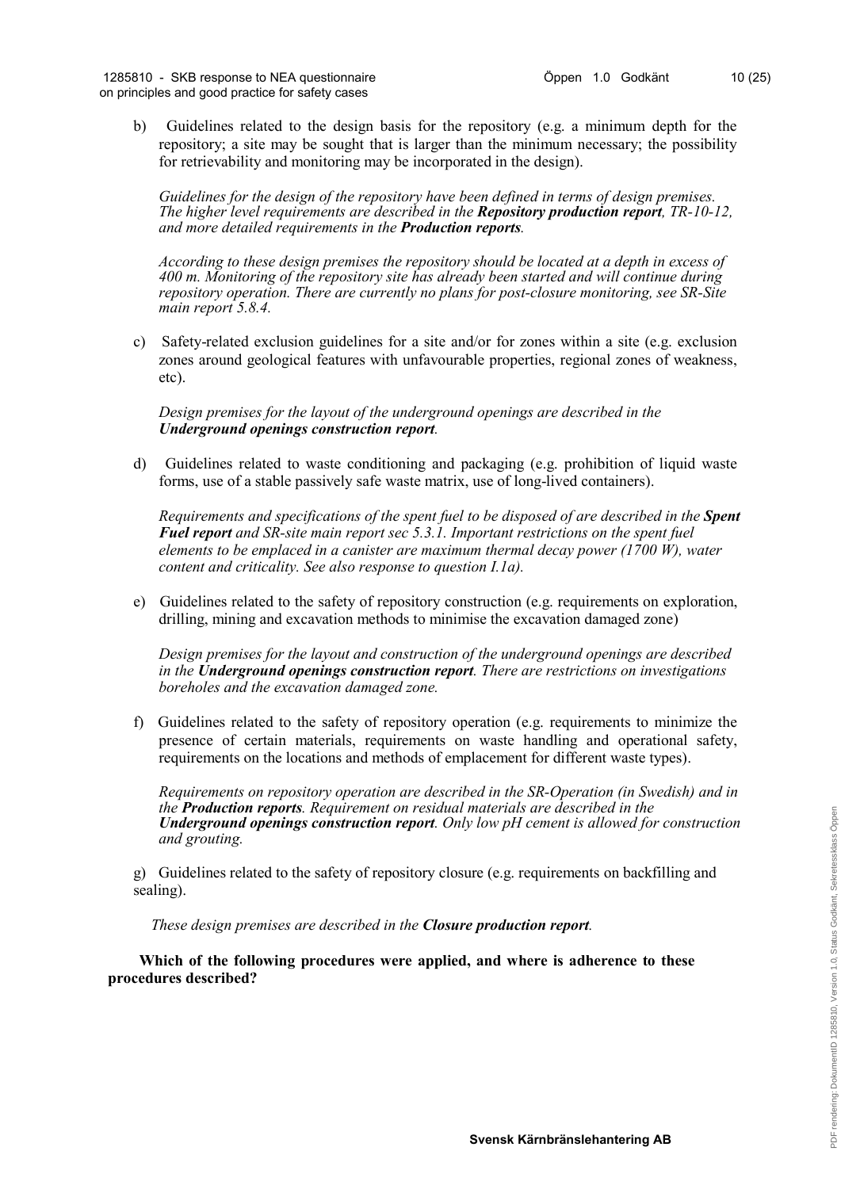b) Guidelines related to the design basis for the repository (e.g. a minimum depth for the repository; a site may be sought that is larger than the minimum necessary; the possibility for retrievability and monitoring may be incorporated in the design).

*Guidelines for the design of the repository have been defined in terms of design premises. The higher level requirements are described in the* ***Repository production report****, TR-10-12, and more detailed requirements in the* ***Production reports****.*

*According to these design premises the repository should be located at a depth in excess of 400 m. Monitoring of the repository site has already been started and will continue during repository operation. There are currently no plans for post-closure monitoring, see SR-Site main report 5.8.4.*

c) Safety-related exclusion guidelines for a site and/or for zones within a site (e.g. exclusion zones around geological features with unfavourable properties, regional zones of weakness, etc).

*Design premises for the layout of the underground openings are described in the* ***Underground openings construction report****.*

d) Guidelines related to waste conditioning and packaging (e.g. prohibition of liquid waste forms, use of a stable passively safe waste matrix, use of long-lived containers).

*Requirements and specifications of the spent fuel to be disposed of are described in the* ***Spent Fuel report*** *and SR-site main report sec 5.3.1. Important restrictions on the spent fuel elements to be emplaced in a canister are maximum thermal decay power (1700 W), water content and criticality. See also response to question I.1a).*

e) Guidelines related to the safety of repository construction (e.g. requirements on exploration, drilling, mining and excavation methods to minimise the excavation damaged zone)

*Design premises for the layout and construction of the underground openings are described in the* ***Underground openings construction report****. There are restrictions on investigations boreholes and the excavation damaged zone.*

f) Guidelines related to the safety of repository operation (e.g. requirements to minimize the presence of certain materials, requirements on waste handling and operational safety, requirements on the locations and methods of emplacement for different waste types).

*Requirements on repository operation are described in the SR-Operation (in Swedish) and in the* ***Production reports****. Requirement on residual materials are described in the* ***Underground openings construction report****. Only low pH cement is allowed for construction and grouting.*

g) Guidelines related to the safety of repository closure (e.g. requirements on backfilling and sealing).

*These design premises are described in the* ***Closure production report****.*

**Which of the following procedures were applied, and where is adherence to these procedures described?**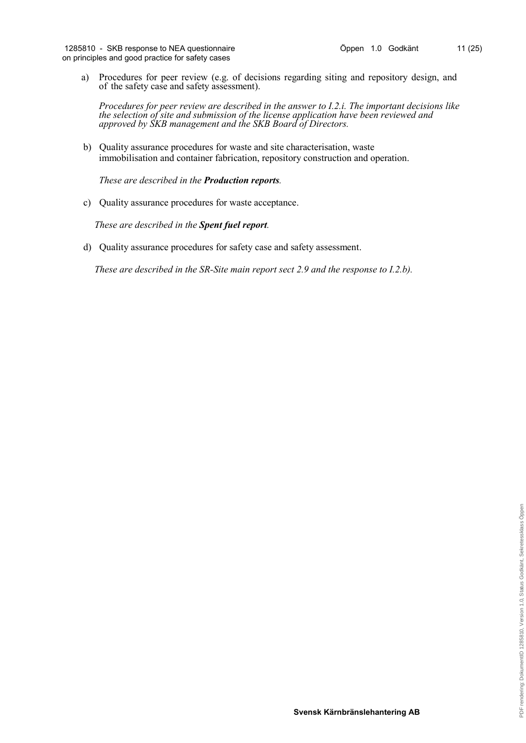a) Procedures for peer review (e.g. of decisions regarding siting and repository design, and of the safety case and safety assessment).

   *Procedures for peer review are described in the answer to I.2.i. The important decisions like the selection of site and submission of the license application have been reviewed and approved by SKB management and the SKB Board of Directors.*

b) Quality assurance procedures for waste and site characterisation, waste immobilisation and container fabrication, repository construction and operation.

   *These are described in the* ***Production reports****.*

c) Quality assurance procedures for waste acceptance.

   *These are described in the* ***Spent fuel report****.*

d) Quality assurance procedures for safety case and safety assessment.

   *These are described in the SR-Site main report sect 2.9 and the response to I.2.b).*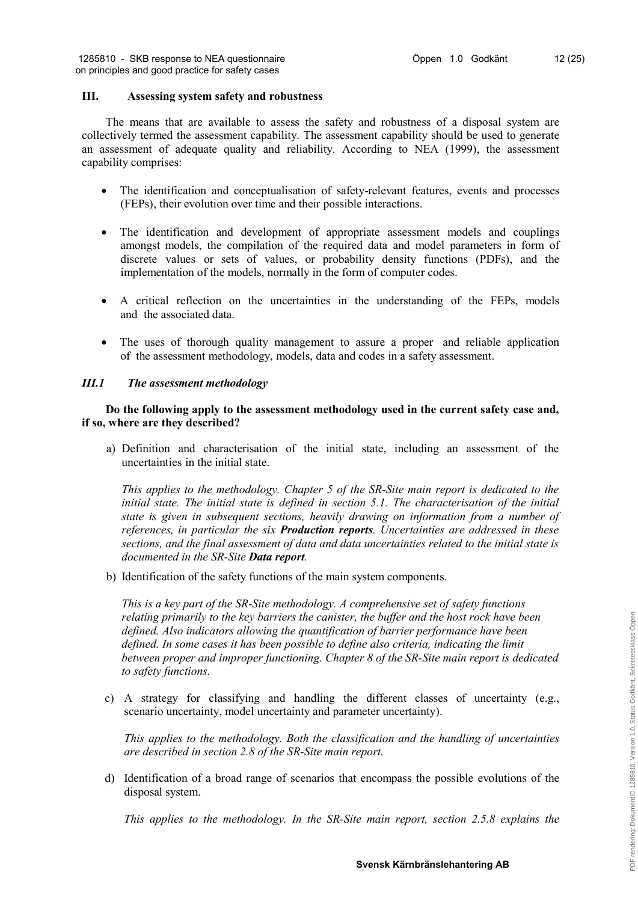## III. Assessing system safety and robustness

The means that are available to assess the safety and robustness of a disposal system are collectively termed the assessment capability. The assessment capability should be used to generate an assessment of adequate quality and reliability. According to NEA (1999), the assessment capability comprises:

- The identification and conceptualisation of safety-relevant features, events and processes (FEPs), their evolution over time and their possible interactions.
- The identification and development of appropriate assessment models and couplings amongst models, the compilation of the required data and model parameters in form of discrete values or sets of values, or probability density functions (PDFs), and the implementation of the models, normally in the form of computer codes.
- A critical reflection on the uncertainties in the understanding of the FEPs, models and the associated data.
- The uses of thorough quality management to assure a proper and reliable application of the assessment methodology, models, data and codes in a safety assessment.

### *III.1 The assessment methodology*

**Do the following apply to the assessment methodology used in the current safety case and, if so, where are they described?**

a) Definition and characterisation of the initial state, including an assessment of the uncertainties in the initial state.

*This applies to the methodology. Chapter 5 of the SR-Site main report is dedicated to the initial state. The initial state is defined in section 5.1. The characterisation of the initial state is given in subsequent sections, heavily drawing on information from a number of references, in particular the six **Production reports**. Uncertainties are addressed in these sections, and the final assessment of data and data uncertainties related to the initial state is documented in the SR-Site **Data report**.*

b) Identification of the safety functions of the main system components.

*This is a key part of the SR-Site methodology. A comprehensive set of safety functions relating primarily to the key barriers the canister, the buffer and the host rock have been defined. Also indicators allowing the quantification of barrier performance have been defined. In some cases it has been possible to define also criteria, indicating the limit between proper and improper functioning. Chapter 8 of the SR-Site main report is dedicated to safety functions.*

c) A strategy for classifying and handling the different classes of uncertainty (e.g., scenario uncertainty, model uncertainty and parameter uncertainty).

*This applies to the methodology. Both the classification and the handling of uncertainties are described in section 2.8 of the SR-Site main report.*

d) Identification of a broad range of scenarios that encompass the possible evolutions of the disposal system.

*This applies to the methodology. In the SR-Site main report, section 2.5.8 explains the*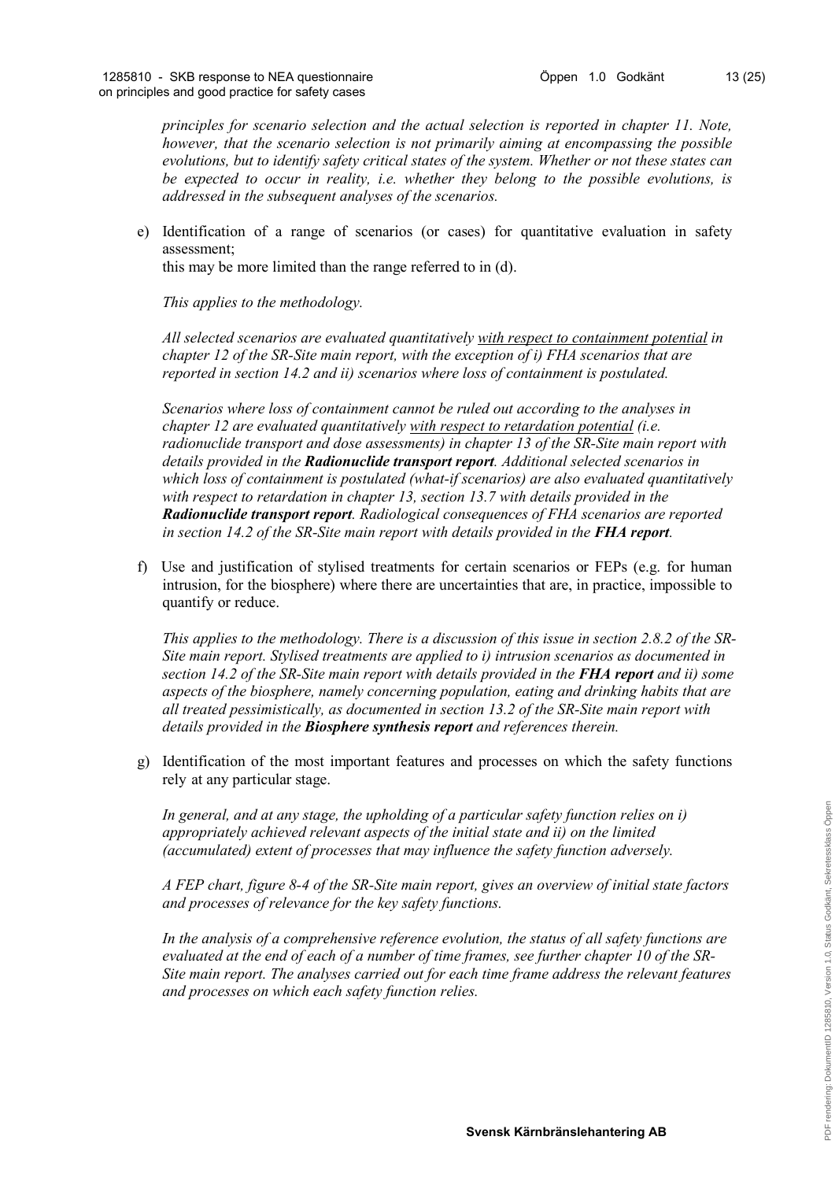*principles for scenario selection and the actual selection is reported in chapter 11. Note, however, that the scenario selection is not primarily aiming at encompassing the possible evolutions, but to identify safety critical states of the system. Whether or not these states can be expected to occur in reality, i.e. whether they belong to the possible evolutions, is addressed in the subsequent analyses of the scenarios.*

e) Identification of a range of scenarios (or cases) for quantitative evaluation in safety assessment;
this may be more limited than the range referred to in (d).

*This applies to the methodology.*

*All selected scenarios are evaluated quantitatively <u>with respect to containment potential</u> in chapter 12 of the SR-Site main report, with the exception of i) FHA scenarios that are reported in section 14.2 and ii) scenarios where loss of containment is postulated.*

*Scenarios where loss of containment cannot be ruled out according to the analyses in chapter 12 are evaluated quantitatively <u>with respect to retardation potential</u> (i.e. radionuclide transport and dose assessments) in chapter 13 of the SR-Site main report with details provided in the **Radionuclide transport report**. Additional selected scenarios in which loss of containment is postulated (what-if scenarios) are also evaluated quantitatively with respect to retardation in chapter 13, section 13.7 with details provided in the **Radionuclide transport report**. Radiological consequences of FHA scenarios are reported in section 14.2 of the SR-Site main report with details provided in the **FHA report**.*

f) Use and justification of stylised treatments for certain scenarios or FEPs (e.g. for human intrusion, for the biosphere) where there are uncertainties that are, in practice, impossible to quantify or reduce.

*This applies to the methodology. There is a discussion of this issue in section 2.8.2 of the SR-Site main report. Stylised treatments are applied to i) intrusion scenarios as documented in section 14.2 of the SR-Site main report with details provided in the **FHA report** and ii) some aspects of the biosphere, namely concerning population, eating and drinking habits that are all treated pessimistically, as documented in section 13.2 of the SR-Site main report with details provided in the **Biosphere synthesis report** and references therein.*

g) Identification of the most important features and processes on which the safety functions rely at any particular stage.

*In general, and at any stage, the upholding of a particular safety function relies on i) appropriately achieved relevant aspects of the initial state and ii) on the limited (accumulated) extent of processes that may influence the safety function adversely.*

*A FEP chart, figure 8-4 of the SR-Site main report, gives an overview of initial state factors and processes of relevance for the key safety functions.*

*In the analysis of a comprehensive reference evolution, the status of all safety functions are evaluated at the end of each of a number of time frames, see further chapter 10 of the SR-Site main report. The analyses carried out for each time frame address the relevant features and processes on which each safety function relies.*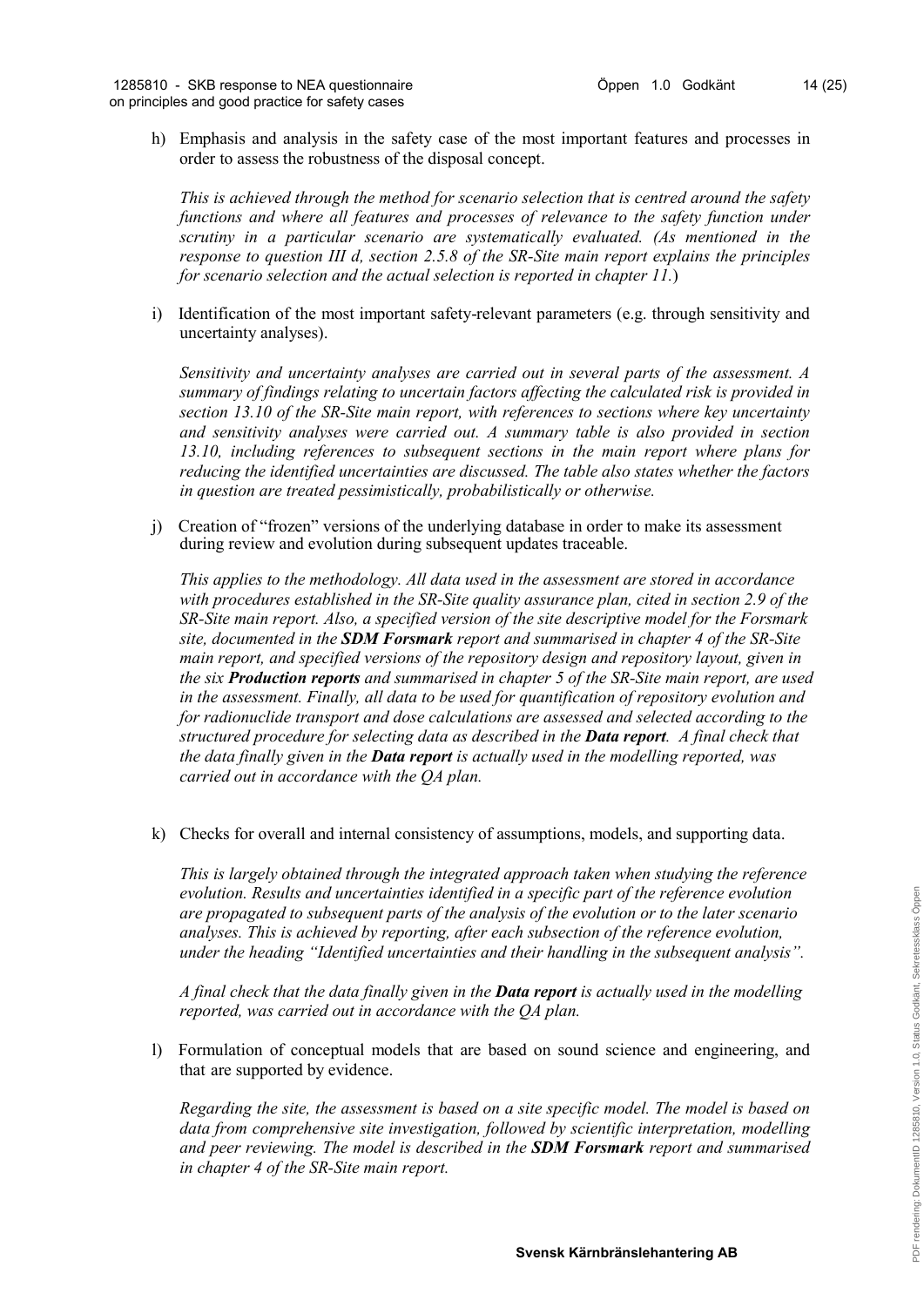h) Emphasis and analysis in the safety case of the most important features and processes in order to assess the robustness of the disposal concept.

*This is achieved through the method for scenario selection that is centred around the safety functions and where all features and processes of relevance to the safety function under scrutiny in a particular scenario are systematically evaluated. (As mentioned in the response to question III d, section 2.5.8 of the SR-Site main report explains the principles for scenario selection and the actual selection is reported in chapter 11.*)

i) Identification of the most important safety-relevant parameters (e.g. through sensitivity and uncertainty analyses).

*Sensitivity and uncertainty analyses are carried out in several parts of the assessment. A summary of findings relating to uncertain factors affecting the calculated risk is provided in section 13.10 of the SR-Site main report, with references to sections where key uncertainty and sensitivity analyses were carried out. A summary table is also provided in section 13.10, including references to subsequent sections in the main report where plans for reducing the identified uncertainties are discussed. The table also states whether the factors in question are treated pessimistically, probabilistically or otherwise.*

j) Creation of "frozen" versions of the underlying database in order to make its assessment during review and evolution during subsequent updates traceable.

*This applies to the methodology. All data used in the assessment are stored in accordance with procedures established in the SR-Site quality assurance plan, cited in section 2.9 of the SR-Site main report. Also, a specified version of the site descriptive model for the Forsmark site, documented in the **SDM Forsmark** report and summarised in chapter 4 of the SR-Site main report, and specified versions of the repository design and repository layout, given in the six **Production reports** and summarised in chapter 5 of the SR-Site main report, are used in the assessment. Finally, all data to be used for quantification of repository evolution and for radionuclide transport and dose calculations are assessed and selected according to the structured procedure for selecting data as described in the **Data report**. A final check that the data finally given in the **Data report** is actually used in the modelling reported, was carried out in accordance with the QA plan.*

k) Checks for overall and internal consistency of assumptions, models, and supporting data.

*This is largely obtained through the integrated approach taken when studying the reference evolution. Results and uncertainties identified in a specific part of the reference evolution are propagated to subsequent parts of the analysis of the evolution or to the later scenario analyses. This is achieved by reporting, after each subsection of the reference evolution, under the heading "Identified uncertainties and their handling in the subsequent analysis".*

*A final check that the data finally given in the **Data report** is actually used in the modelling reported, was carried out in accordance with the QA plan.*

l) Formulation of conceptual models that are based on sound science and engineering, and that are supported by evidence.

*Regarding the site, the assessment is based on a site specific model. The model is based on data from comprehensive site investigation, followed by scientific interpretation, modelling and peer reviewing. The model is described in the **SDM Forsmark** report and summarised in chapter 4 of the SR-Site main report.*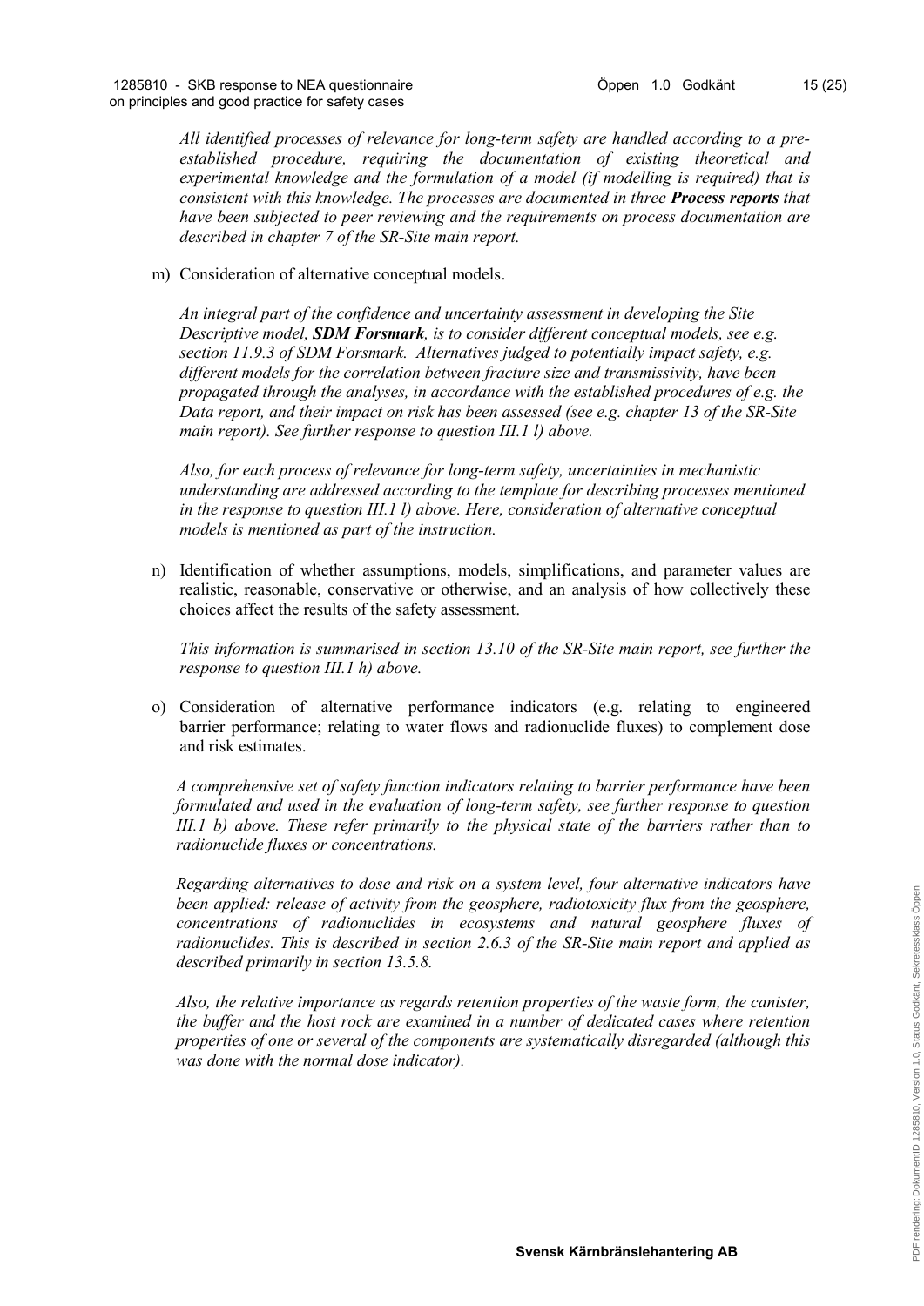*All identified processes of relevance for long-term safety are handled according to a pre-established procedure, requiring the documentation of existing theoretical and experimental knowledge and the formulation of a model (if modelling is required) that is consistent with this knowledge. The processes are documented in three **Process reports** that have been subjected to peer reviewing and the requirements on process documentation are described in chapter 7 of the SR-Site main report.*

m) Consideration of alternative conceptual models.

*An integral part of the confidence and uncertainty assessment in developing the Site Descriptive model, **SDM Forsmark**, is to consider different conceptual models, see e.g. section 11.9.3 of SDM Forsmark. Alternatives judged to potentially impact safety, e.g. different models for the correlation between fracture size and transmissivity, have been propagated through the analyses, in accordance with the established procedures of e.g. the Data report, and their impact on risk has been assessed (see e.g. chapter 13 of the SR-Site main report). See further response to question III.1 l) above.*

*Also, for each process of relevance for long-term safety, uncertainties in mechanistic understanding are addressed according to the template for describing processes mentioned in the response to question III.1 l) above. Here, consideration of alternative conceptual models is mentioned as part of the instruction.*

n) Identification of whether assumptions, models, simplifications, and parameter values are realistic, reasonable, conservative or otherwise, and an analysis of how collectively these choices affect the results of the safety assessment.

*This information is summarised in section 13.10 of the SR-Site main report, see further the response to question III.1 h) above.*

o) Consideration of alternative performance indicators (e.g. relating to engineered barrier performance; relating to water flows and radionuclide fluxes) to complement dose and risk estimates.

*A comprehensive set of safety function indicators relating to barrier performance have been formulated and used in the evaluation of long-term safety, see further response to question III.1 b) above. These refer primarily to the physical state of the barriers rather than to radionuclide fluxes or concentrations.*

*Regarding alternatives to dose and risk on a system level, four alternative indicators have been applied: release of activity from the geosphere, radiotoxicity flux from the geosphere, concentrations of radionuclides in ecosystems and natural geosphere fluxes of radionuclides. This is described in section 2.6.3 of the SR-Site main report and applied as described primarily in section 13.5.8.*

*Also, the relative importance as regards retention properties of the waste form, the canister, the buffer and the host rock are examined in a number of dedicated cases where retention properties of one or several of the components are systematically disregarded (although this was done with the normal dose indicator).*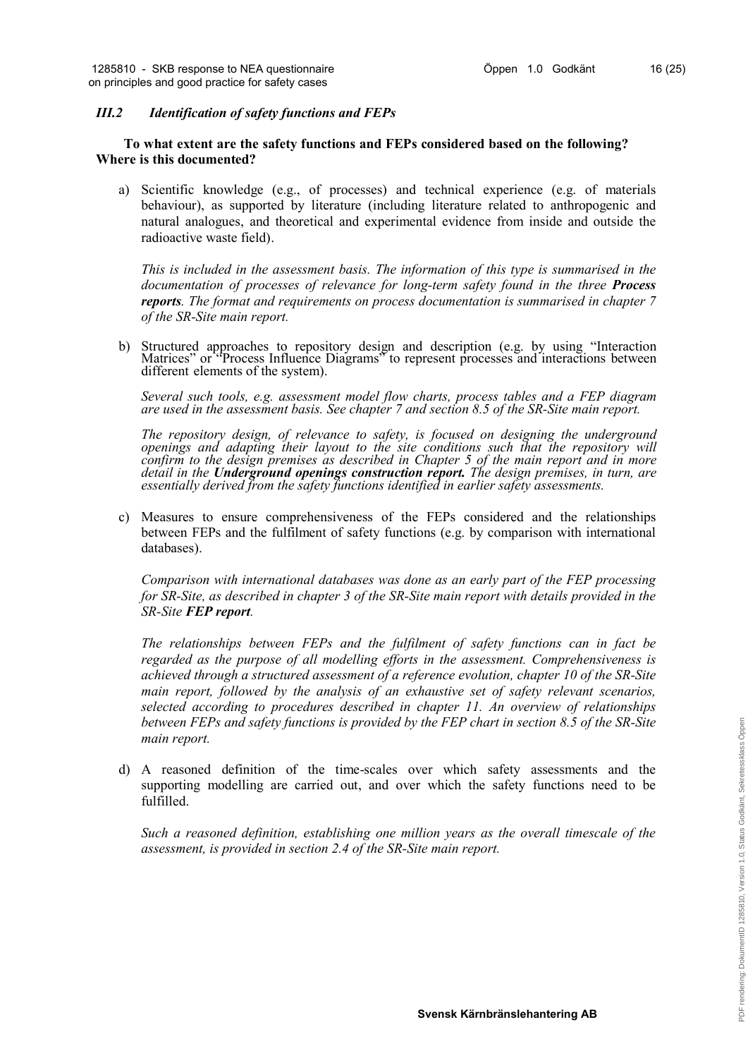### *III.2 Identification of safety functions and FEPs*

**To what extent are the safety functions and FEPs considered based on the following? Where is this documented?**

a) Scientific knowledge (e.g., of processes) and technical experience (e.g. of materials behaviour), as supported by literature (including literature related to anthropogenic and natural analogues, and theoretical and experimental evidence from inside and outside the radioactive waste field).

   *This is included in the assessment basis. The information of this type is summarised in the documentation of processes of relevance for long-term safety found in the three **Process reports**. The format and requirements on process documentation is summarised in chapter 7 of the SR-Site main report.*

b) Structured approaches to repository design and description (e.g. by using "Interaction Matrices" or "Process Influence Diagrams" to represent processes and interactions between different elements of the system).

   *Several such tools, e.g. assessment model flow charts, process tables and a FEP diagram are used in the assessment basis. See chapter 7 and section 8.5 of the SR-Site main report.*

   *The repository design, of relevance to safety, is focused on designing the underground openings and adapting their layout to the site conditions such that the repository will confirm to the design premises as described in Chapter 5 of the main report and in more detail in the **Underground openings construction report.** The design premises, in turn, are essentially derived from the safety functions identified in earlier safety assessments.*

c) Measures to ensure comprehensiveness of the FEPs considered and the relationships between FEPs and the fulfilment of safety functions (e.g. by comparison with international databases).

   *Comparison with international databases was done as an early part of the FEP processing for SR-Site, as described in chapter 3 of the SR-Site main report with details provided in the SR-Site **FEP report**.*

   *The relationships between FEPs and the fulfilment of safety functions can in fact be regarded as the purpose of all modelling efforts in the assessment. Comprehensiveness is achieved through a structured assessment of a reference evolution, chapter 10 of the SR-Site main report, followed by the analysis of an exhaustive set of safety relevant scenarios, selected according to procedures described in chapter 11. An overview of relationships between FEPs and safety functions is provided by the FEP chart in section 8.5 of the SR-Site main report.*

d) A reasoned definition of the time-scales over which safety assessments and the supporting modelling are carried out, and over which the safety functions need to be fulfilled.

   *Such a reasoned definition, establishing one million years as the overall timescale of the assessment, is provided in section 2.4 of the SR-Site main report.*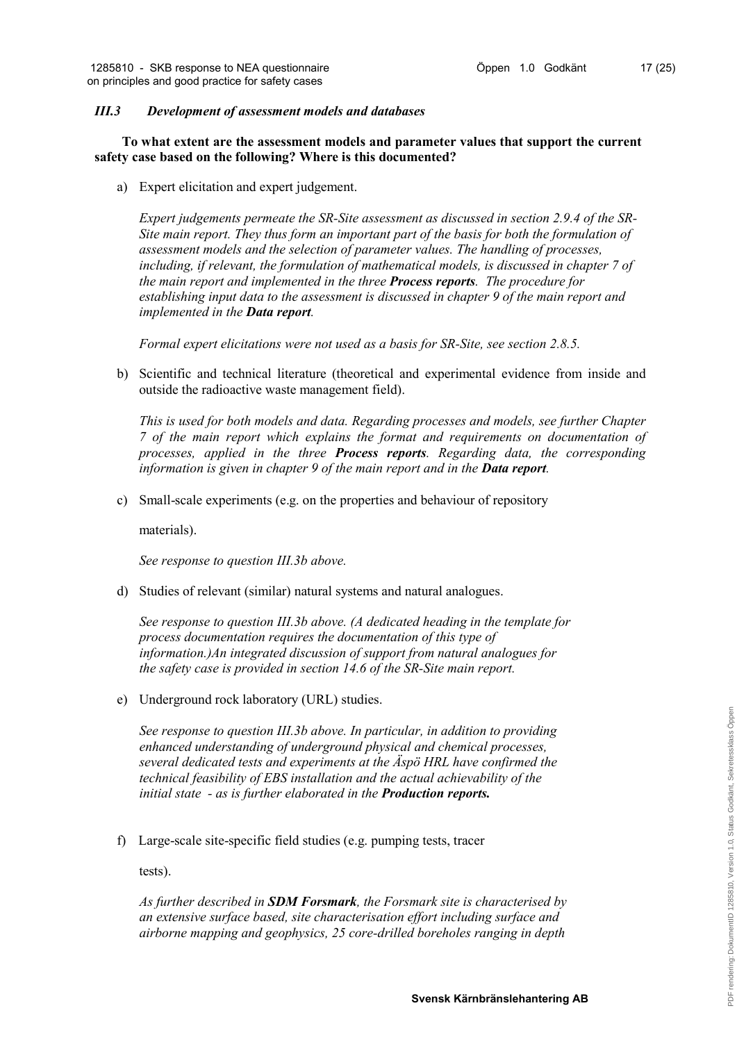### *III.3 Development of assessment models and databases*

**To what extent are the assessment models and parameter values that support the current safety case based on the following? Where is this documented?**

a) Expert elicitation and expert judgement.

*Expert judgements permeate the SR-Site assessment as discussed in section 2.9.4 of the SR-Site main report. They thus form an important part of the basis for both the formulation of assessment models and the selection of parameter values. The handling of processes, including, if relevant, the formulation of mathematical models, is discussed in chapter 7 of the main report and implemented in the three* ***Process reports****. The procedure for establishing input data to the assessment is discussed in chapter 9 of the main report and implemented in the* ***Data report****.*

*Formal expert elicitations were not used as a basis for SR-Site, see section 2.8.5.*

b) Scientific and technical literature (theoretical and experimental evidence from inside and outside the radioactive waste management field).

*This is used for both models and data. Regarding processes and models, see further Chapter 7 of the main report which explains the format and requirements on documentation of processes, applied in the three* ***Process reports****. Regarding data, the corresponding information is given in chapter 9 of the main report and in the* ***Data report****.*

c) Small-scale experiments (e.g. on the properties and behaviour of repository materials).

*See response to question III.3b above.*

d) Studies of relevant (similar) natural systems and natural analogues.

*See response to question III.3b above. (A dedicated heading in the template for process documentation requires the documentation of this type of information.)An integrated discussion of support from natural analogues for the safety case is provided in section 14.6 of the SR-Site main report.*

e) Underground rock laboratory (URL) studies.

*See response to question III.3b above. In particular, in addition to providing enhanced understanding of underground physical and chemical processes, several dedicated tests and experiments at the Äspö HRL have confirmed the technical feasibility of EBS installation and the actual achievability of the initial state - as is further elaborated in the* ***Production reports.***

f) Large-scale site-specific field studies (e.g. pumping tests, tracer tests).

*As further described in* ***SDM Forsmark****, the Forsmark site is characterised by an extensive surface based, site characterisation effort including surface and airborne mapping and geophysics, 25 core-drilled boreholes ranging in depth*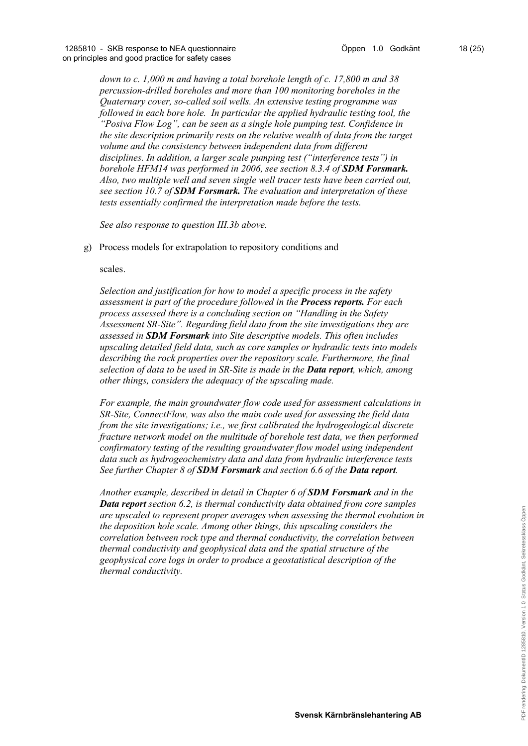*down to c. 1,000 m and having a total borehole length of c. 17,800 m and 38 percussion-drilled boreholes and more than 100 monitoring boreholes in the Quaternary cover, so-called soil wells. An extensive testing programme was followed in each bore hole. In particular the applied hydraulic testing tool, the "Posiva Flow Log", can be seen as a single hole pumping test. Confidence in the site description primarily rests on the relative wealth of data from the target volume and the consistency between independent data from different disciplines. In addition, a larger scale pumping test ("interference tests") in borehole HFM14 was performed in 2006, see section 8.3.4 of **SDM Forsmark.** Also, two multiple well and seven single well tracer tests have been carried out, see section 10.7 of **SDM Forsmark.** The evaluation and interpretation of these tests essentially confirmed the interpretation made before the tests.*

*See also response to question III.3b above.*

g) Process models for extrapolation to repository conditions and

scales.

*Selection and justification for how to model a specific process in the safety assessment is part of the procedure followed in the **Process reports.** For each process assessed there is a concluding section on "Handling in the Safety Assessment SR-Site". Regarding field data from the site investigations they are assessed in **SDM Forsmark** into Site descriptive models. This often includes upscaling detailed field data, such as core samples or hydraulic tests into models describing the rock properties over the repository scale. Furthermore, the final selection of data to be used in SR-Site is made in the **Data report**, which, among other things, considers the adequacy of the upscaling made.*

*For example, the main groundwater flow code used for assessment calculations in SR-Site, ConnectFlow, was also the main code used for assessing the field data from the site investigations; i.e., we first calibrated the hydrogeological discrete fracture network model on the multitude of borehole test data, we then performed confirmatory testing of the resulting groundwater flow model using independent data such as hydrogeochemistry data and data from hydraulic interference tests See further Chapter 8 of **SDM Forsmark** and section 6.6 of the **Data report**.*

*Another example, described in detail in Chapter 6 of **SDM Forsmark** and in the **Data report** section 6.2, is thermal conductivity data obtained from core samples are upscaled to represent proper averages when assessing the thermal evolution in the deposition hole scale. Among other things, this upscaling considers the correlation between rock type and thermal conductivity, the correlation between thermal conductivity and geophysical data and the spatial structure of the geophysical core logs in order to produce a geostatistical description of the thermal conductivity.*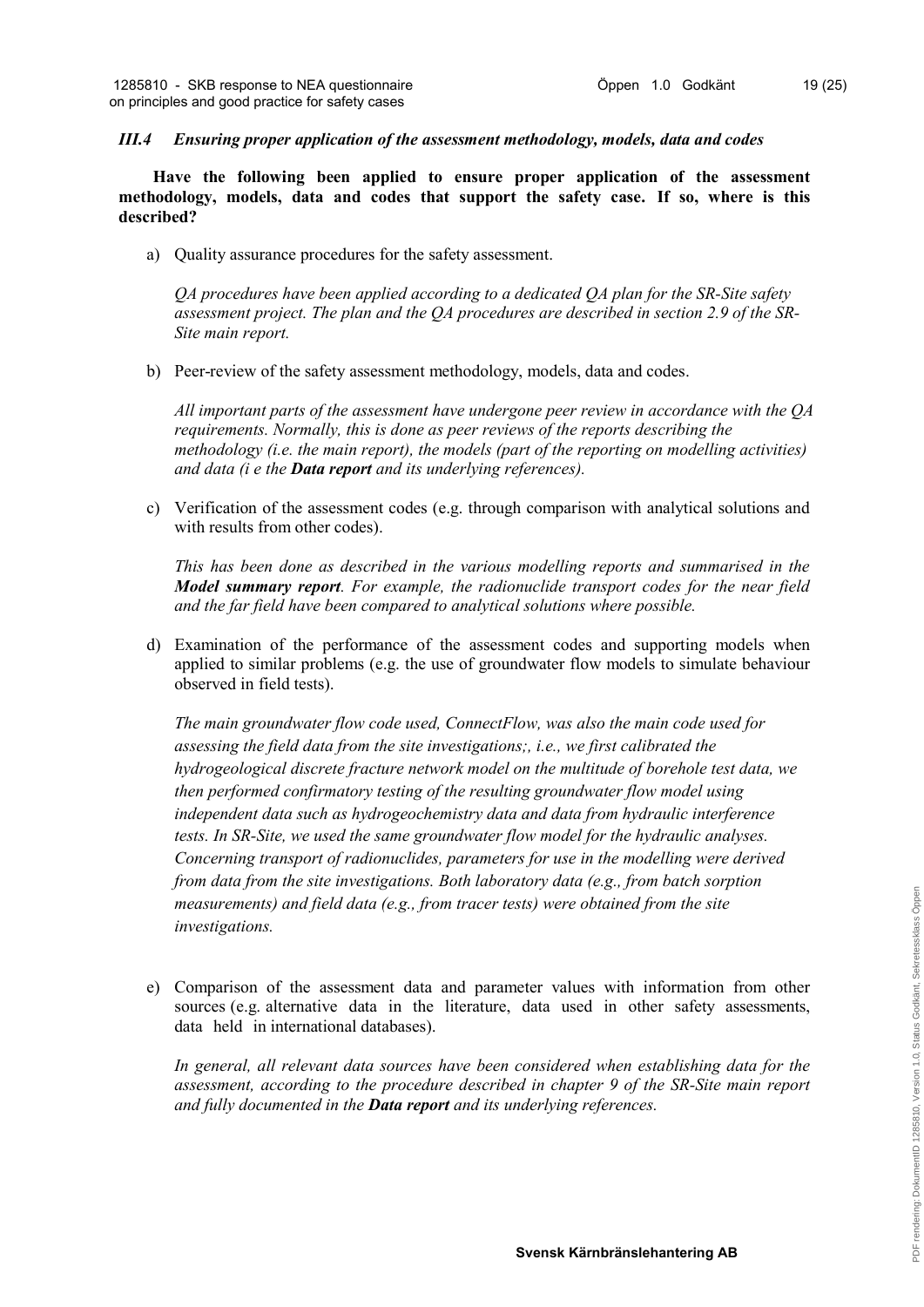### *III.4 Ensuring proper application of the assessment methodology, models, data and codes*

**Have the following been applied to ensure proper application of the assessment methodology, models, data and codes that support the safety case. If so, where is this described?**

a) Quality assurance procedures for the safety assessment.

*QA procedures have been applied according to a dedicated QA plan for the SR-Site safety assessment project. The plan and the QA procedures are described in section 2.9 of the SR-Site main report.*

b) Peer-review of the safety assessment methodology, models, data and codes.

*All important parts of the assessment have undergone peer review in accordance with the QA requirements. Normally, this is done as peer reviews of the reports describing the methodology (i.e. the main report), the models (part of the reporting on modelling activities) and data (i e the* ***Data report*** *and its underlying references).*

c) Verification of the assessment codes (e.g. through comparison with analytical solutions and with results from other codes).

*This has been done as described in the various modelling reports and summarised in the* ***Model summary report****. For example, the radionuclide transport codes for the near field and the far field have been compared to analytical solutions where possible.*

d) Examination of the performance of the assessment codes and supporting models when applied to similar problems (e.g. the use of groundwater flow models to simulate behaviour observed in field tests).

*The main groundwater flow code used, ConnectFlow, was also the main code used for assessing the field data from the site investigations;, i.e., we first calibrated the hydrogeological discrete fracture network model on the multitude of borehole test data, we then performed confirmatory testing of the resulting groundwater flow model using independent data such as hydrogeochemistry data and data from hydraulic interference tests. In SR-Site, we used the same groundwater flow model for the hydraulic analyses. Concerning transport of radionuclides, parameters for use in the modelling were derived from data from the site investigations. Both laboratory data (e.g., from batch sorption measurements) and field data (e.g., from tracer tests) were obtained from the site investigations.*

e) Comparison of the assessment data and parameter values with information from other sources (e.g. alternative data in the literature, data used in other safety assessments, data held in international databases).

*In general, all relevant data sources have been considered when establishing data for the assessment, according to the procedure described in chapter 9 of the SR-Site main report and fully documented in the* ***Data report*** *and its underlying references.*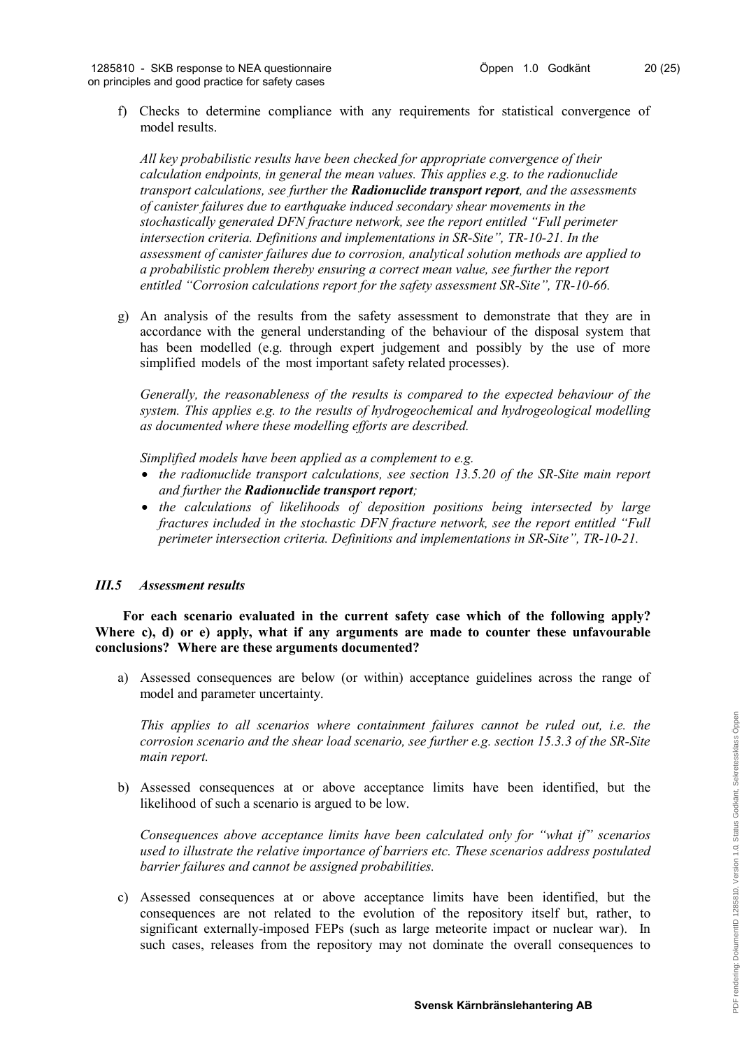f) Checks to determine compliance with any requirements for statistical convergence of model results.

*All key probabilistic results have been checked for appropriate convergence of their calculation endpoints, in general the mean values. This applies e.g. to the radionuclide transport calculations, see further the* ***Radionuclide transport report****, and the assessments of canister failures due to earthquake induced secondary shear movements in the stochastically generated DFN fracture network, see the report entitled "Full perimeter intersection criteria. Definitions and implementations in SR-Site", TR-10-21. In the assessment of canister failures due to corrosion, analytical solution methods are applied to a probabilistic problem thereby ensuring a correct mean value, see further the report entitled "Corrosion calculations report for the safety assessment SR-Site", TR-10-66.*

g) An analysis of the results from the safety assessment to demonstrate that they are in accordance with the general understanding of the behaviour of the disposal system that has been modelled (e.g. through expert judgement and possibly by the use of more simplified models of the most important safety related processes).

*Generally, the reasonableness of the results is compared to the expected behaviour of the system. This applies e.g. to the results of hydrogeochemical and hydrogeological modelling as documented where these modelling efforts are described.*

*Simplified models have been applied as a complement to e.g.*

- *the radionuclide transport calculations, see section 13.5.20 of the SR-Site main report and further the* ***Radionuclide transport report****;*
- *the calculations of likelihoods of deposition positions being intersected by large fractures included in the stochastic DFN fracture network, see the report entitled "Full perimeter intersection criteria. Definitions and implementations in SR-Site", TR-10-21.*

### *III.5 Assessment results*

**For each scenario evaluated in the current safety case which of the following apply? Where c), d) or e) apply, what if any arguments are made to counter these unfavourable conclusions? Where are these arguments documented?**

a) Assessed consequences are below (or within) acceptance guidelines across the range of model and parameter uncertainty.

*This applies to all scenarios where containment failures cannot be ruled out, i.e. the corrosion scenario and the shear load scenario, see further e.g. section 15.3.3 of the SR-Site main report.*

b) Assessed consequences at or above acceptance limits have been identified, but the likelihood of such a scenario is argued to be low.

*Consequences above acceptance limits have been calculated only for "what if" scenarios used to illustrate the relative importance of barriers etc. These scenarios address postulated barrier failures and cannot be assigned probabilities.*

c) Assessed consequences at or above acceptance limits have been identified, but the consequences are not related to the evolution of the repository itself but, rather, to significant externally-imposed FEPs (such as large meteorite impact or nuclear war). In such cases, releases from the repository may not dominate the overall consequences to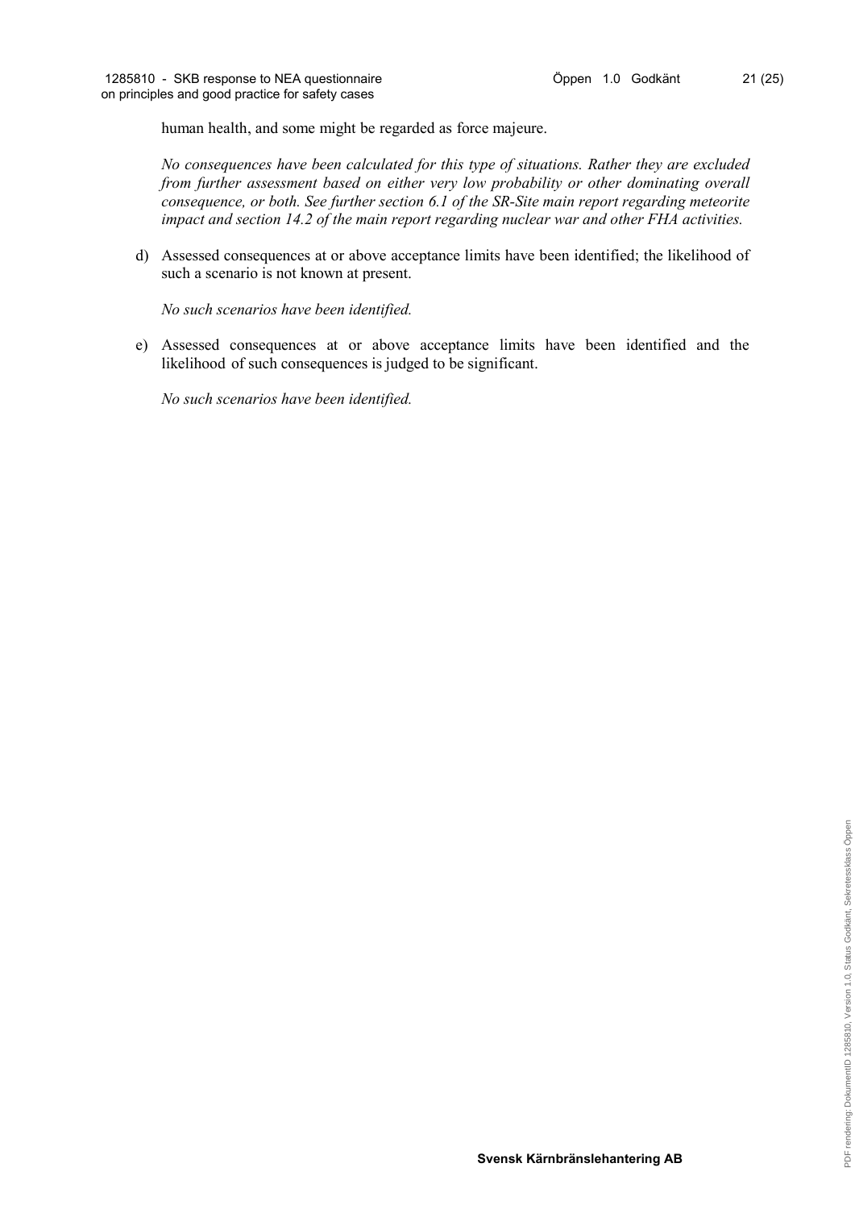human health, and some might be regarded as force majeure.

*No consequences have been calculated for this type of situations. Rather they are excluded from further assessment based on either very low probability or other dominating overall consequence, or both. See further section 6.1 of the SR-Site main report regarding meteorite impact and section 14.2 of the main report regarding nuclear war and other FHA activities.*

d) Assessed consequences at or above acceptance limits have been identified; the likelihood of such a scenario is not known at present.

*No such scenarios have been identified.*

e) Assessed consequences at or above acceptance limits have been identified and the likelihood of such consequences is judged to be significant.

*No such scenarios have been identified.*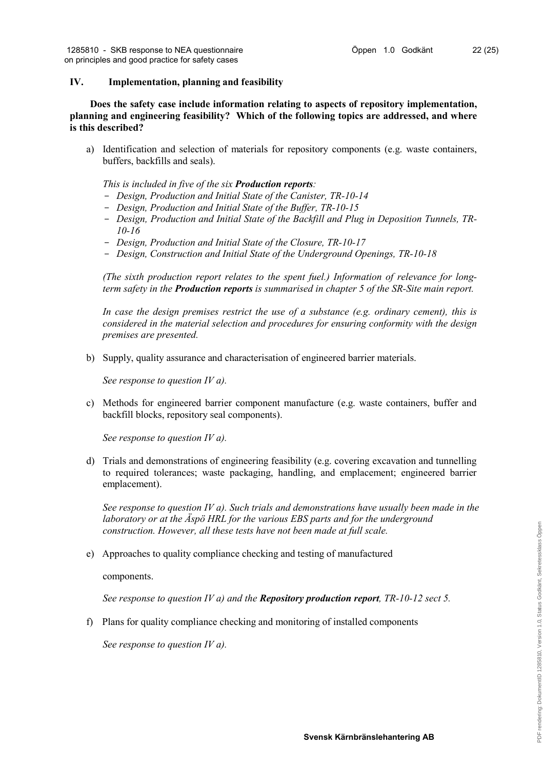## IV. Implementation, planning and feasibility

**Does the safety case include information relating to aspects of repository implementation, planning and engineering feasibility? Which of the following topics are addressed, and where is this described?**

a) Identification and selection of materials for repository components (e.g. waste containers, buffers, backfills and seals).

*This is included in five of the six **Production reports**:*

- *Design, Production and Initial State of the Canister, TR-10-14*
- *Design, Production and Initial State of the Buffer, TR-10-15*
- *Design, Production and Initial State of the Backfill and Plug in Deposition Tunnels, TR-10-16*
- *Design, Production and Initial State of the Closure, TR-10-17*
- *Design, Construction and Initial State of the Underground Openings, TR-10-18*

*(The sixth production report relates to the spent fuel.) Information of relevance for long-term safety in the **Production reports** is summarised in chapter 5 of the SR-Site main report.*

*In case the design premises restrict the use of a substance (e.g. ordinary cement), this is considered in the material selection and procedures for ensuring conformity with the design premises are presented.*

b) Supply, quality assurance and characterisation of engineered barrier materials.

*See response to question IV a).*

c) Methods for engineered barrier component manufacture (e.g. waste containers, buffer and backfill blocks, repository seal components).

*See response to question IV a).*

d) Trials and demonstrations of engineering feasibility (e.g. covering excavation and tunnelling to required tolerances; waste packaging, handling, and emplacement; engineered barrier emplacement).

*See response to question IV a). Such trials and demonstrations have usually been made in the laboratory or at the Äspö HRL for the various EBS parts and for the underground construction. However, all these tests have not been made at full scale.*

e) Approaches to quality compliance checking and testing of manufactured components.

*See response to question IV a) and the **Repository production report**, TR-10-12 sect 5.*

f) Plans for quality compliance checking and monitoring of installed components

*See response to question IV a).*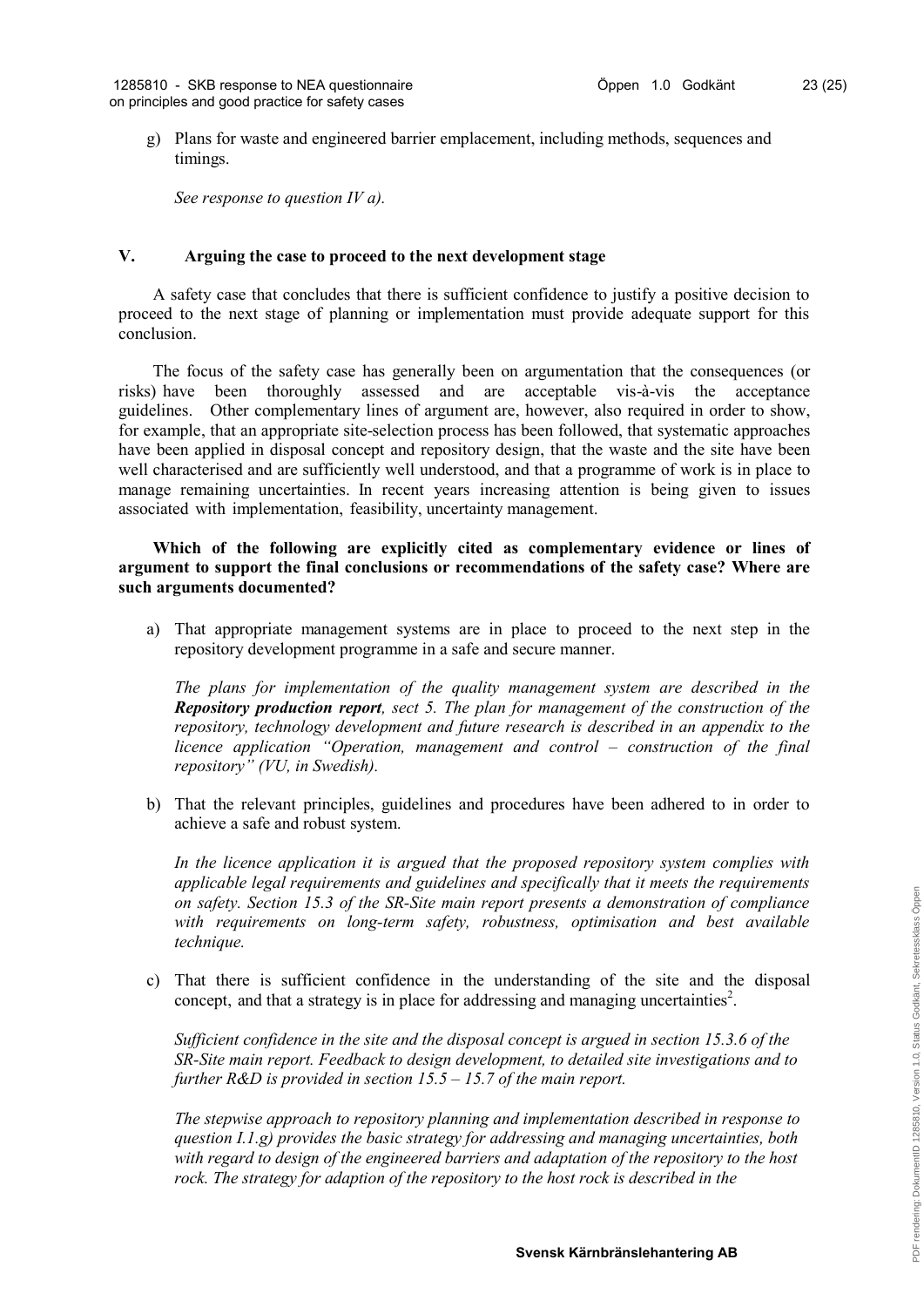g) Plans for waste and engineered barrier emplacement, including methods, sequences and timings.

   *See response to question IV a).*

## V. Arguing the case to proceed to the next development stage

A safety case that concludes that there is sufficient confidence to justify a positive decision to proceed to the next stage of planning or implementation must provide adequate support for this conclusion.

The focus of the safety case has generally been on argumentation that the consequences (or risks) have been thoroughly assessed and are acceptable vis-à-vis the acceptance guidelines. Other complementary lines of argument are, however, also required in order to show, for example, that an appropriate site-selection process has been followed, that systematic approaches have been applied in disposal concept and repository design, that the waste and the site have been well characterised and are sufficiently well understood, and that a programme of work is in place to manage remaining uncertainties. In recent years increasing attention is being given to issues associated with implementation, feasibility, uncertainty management.

**Which of the following are explicitly cited as complementary evidence or lines of argument to support the final conclusions or recommendations of the safety case? Where are such arguments documented?**

a) That appropriate management systems are in place to proceed to the next step in the repository development programme in a safe and secure manner.

   *The plans for implementation of the quality management system are described in the* ***Repository production report****, sect 5. The plan for management of the construction of the repository, technology development and future research is described in an appendix to the licence application "Operation, management and control – construction of the final repository" (VU, in Swedish).*

b) That the relevant principles, guidelines and procedures have been adhered to in order to achieve a safe and robust system.

   *In the licence application it is argued that the proposed repository system complies with applicable legal requirements and guidelines and specifically that it meets the requirements on safety. Section 15.3 of the SR-Site main report presents a demonstration of compliance with requirements on long-term safety, robustness, optimisation and best available technique.*

c) That there is sufficient confidence in the understanding of the site and the disposal concept, and that a strategy is in place for addressing and managing uncertainties[2].

   *Sufficient confidence in the site and the disposal concept is argued in section 15.3.6 of the SR-Site main report. Feedback to design development, to detailed site investigations and to further R&D is provided in section 15.5 – 15.7 of the main report.*

   *The stepwise approach to repository planning and implementation described in response to question I.1.g) provides the basic strategy for addressing and managing uncertainties, both with regard to design of the engineered barriers and adaptation of the repository to the host rock. The strategy for adaption of the repository to the host rock is described in the*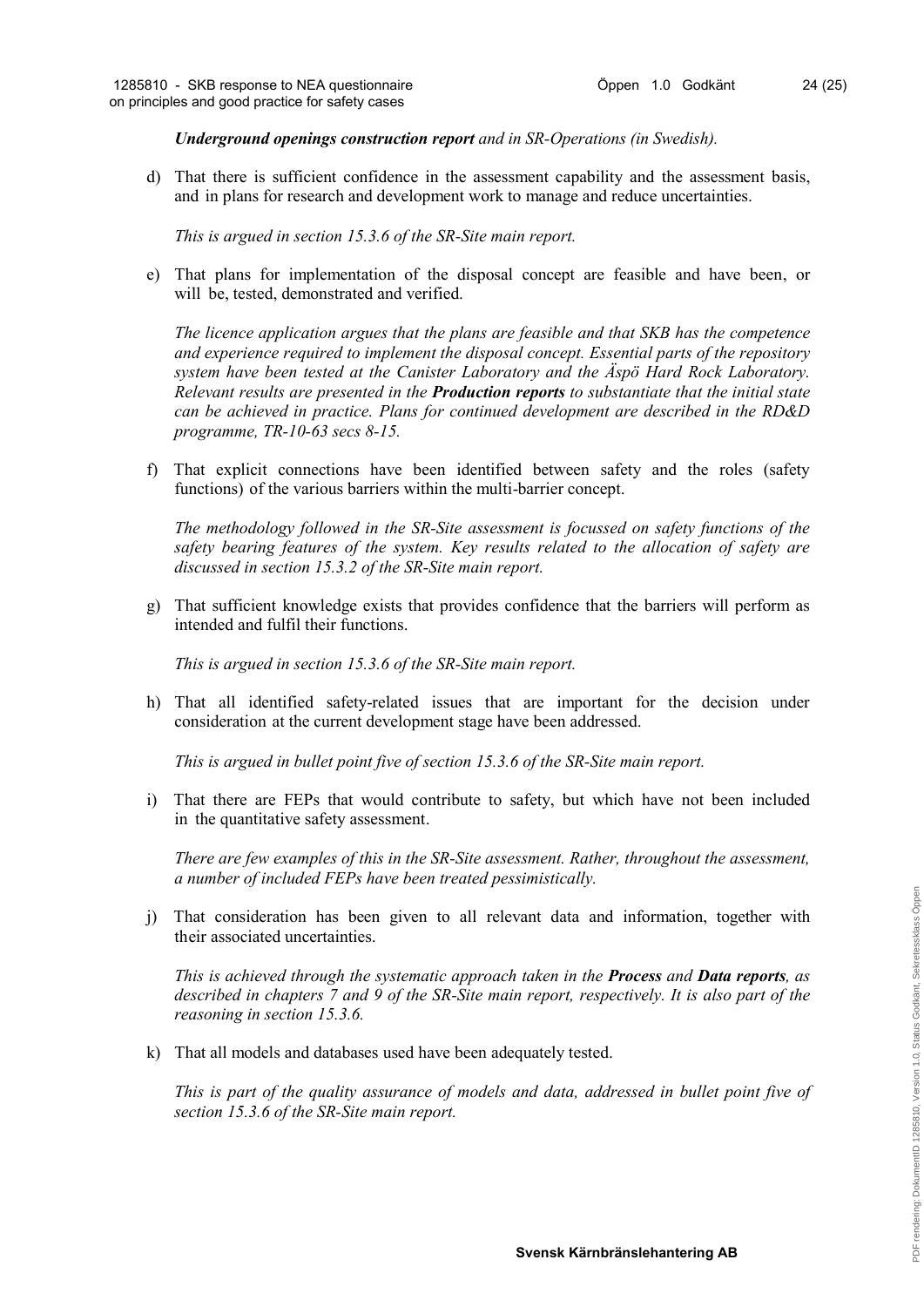*Underground openings construction report and in SR-Operations (in Swedish).*

d) That there is sufficient confidence in the assessment capability and the assessment basis, and in plans for research and development work to manage and reduce uncertainties.

   *This is argued in section 15.3.6 of the SR-Site main report.*

e) That plans for implementation of the disposal concept are feasible and have been, or will be, tested, demonstrated and verified.

   *The licence application argues that the plans are feasible and that SKB has the competence and experience required to implement the disposal concept. Essential parts of the repository system have been tested at the Canister Laboratory and the Äspö Hard Rock Laboratory. Relevant results are presented in the **Production reports** to substantiate that the initial state can be achieved in practice. Plans for continued development are described in the RD&D programme, TR-10-63 secs 8-15.*

f) That explicit connections have been identified between safety and the roles (safety functions) of the various barriers within the multi-barrier concept.

   *The methodology followed in the SR-Site assessment is focussed on safety functions of the safety bearing features of the system. Key results related to the allocation of safety are discussed in section 15.3.2 of the SR-Site main report.*

g) That sufficient knowledge exists that provides confidence that the barriers will perform as intended and fulfil their functions.

   *This is argued in section 15.3.6 of the SR-Site main report.*

h) That all identified safety-related issues that are important for the decision under consideration at the current development stage have been addressed.

   *This is argued in bullet point five of section 15.3.6 of the SR-Site main report.*

i) That there are FEPs that would contribute to safety, but which have not been included in the quantitative safety assessment.

   *There are few examples of this in the SR-Site assessment. Rather, throughout the assessment, a number of included FEPs have been treated pessimistically.*

j) That consideration has been given to all relevant data and information, together with their associated uncertainties.

   *This is achieved through the systematic approach taken in the **Process** and **Data reports**, as described in chapters 7 and 9 of the SR-Site main report, respectively. It is also part of the reasoning in section 15.3.6.*

k) That all models and databases used have been adequately tested.

   *This is part of the quality assurance of models and data, addressed in bullet point five of section 15.3.6 of the SR-Site main report.*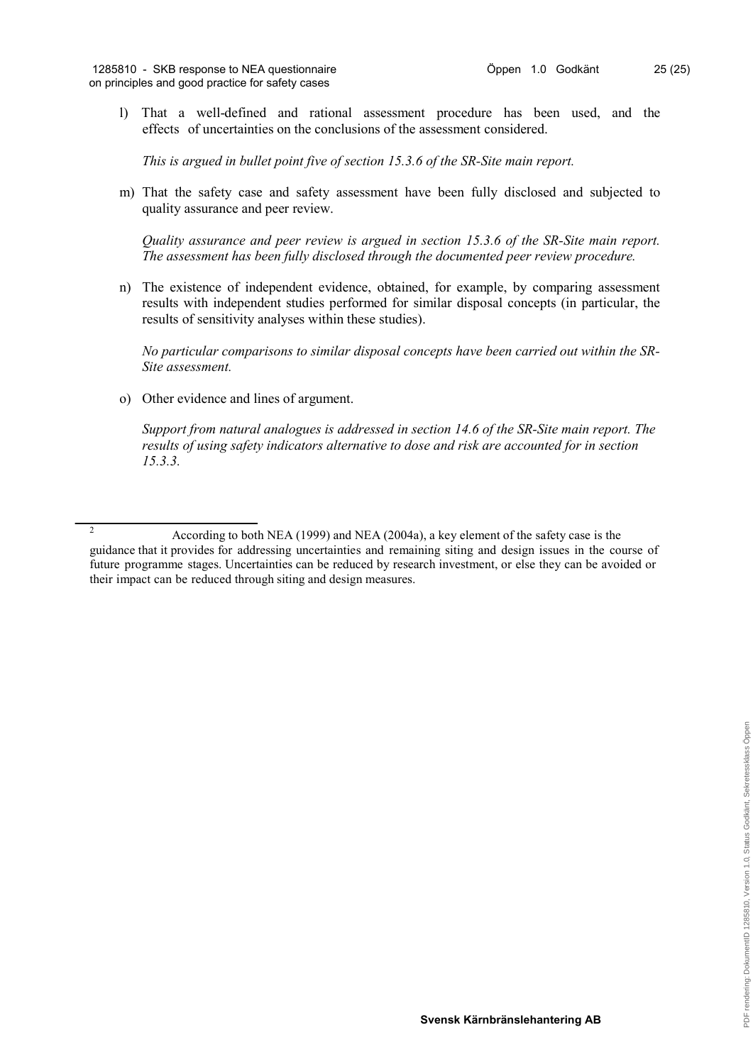l) That a well-defined and rational assessment procedure has been used, and the effects of uncertainties on the conclusions of the assessment considered.

   *This is argued in bullet point five of section 15.3.6 of the SR-Site main report.*

m) That the safety case and safety assessment have been fully disclosed and subjected to quality assurance and peer review.

   *Quality assurance and peer review is argued in section 15.3.6 of the SR-Site main report. The assessment has been fully disclosed through the documented peer review procedure.*

n) The existence of independent evidence, obtained, for example, by comparing assessment results with independent studies performed for similar disposal concepts (in particular, the results of sensitivity analyses within these studies).

   *No particular comparisons to similar disposal concepts have been carried out within the SR-Site assessment.*

o) Other evidence and lines of argument.

   *Support from natural analogues is addressed in section 14.6 of the SR-Site main report. The results of using safety indicators alternative to dose and risk are accounted for in section 15.3.3.*

---

[2] According to both NEA (1999) and NEA (2004a), a key element of the safety case is the guidance that it provides for addressing uncertainties and remaining siting and design issues in the course of future programme stages. Uncertainties can be reduced by research investment, or else they can be avoided or their impact can be reduced through siting and design measures.